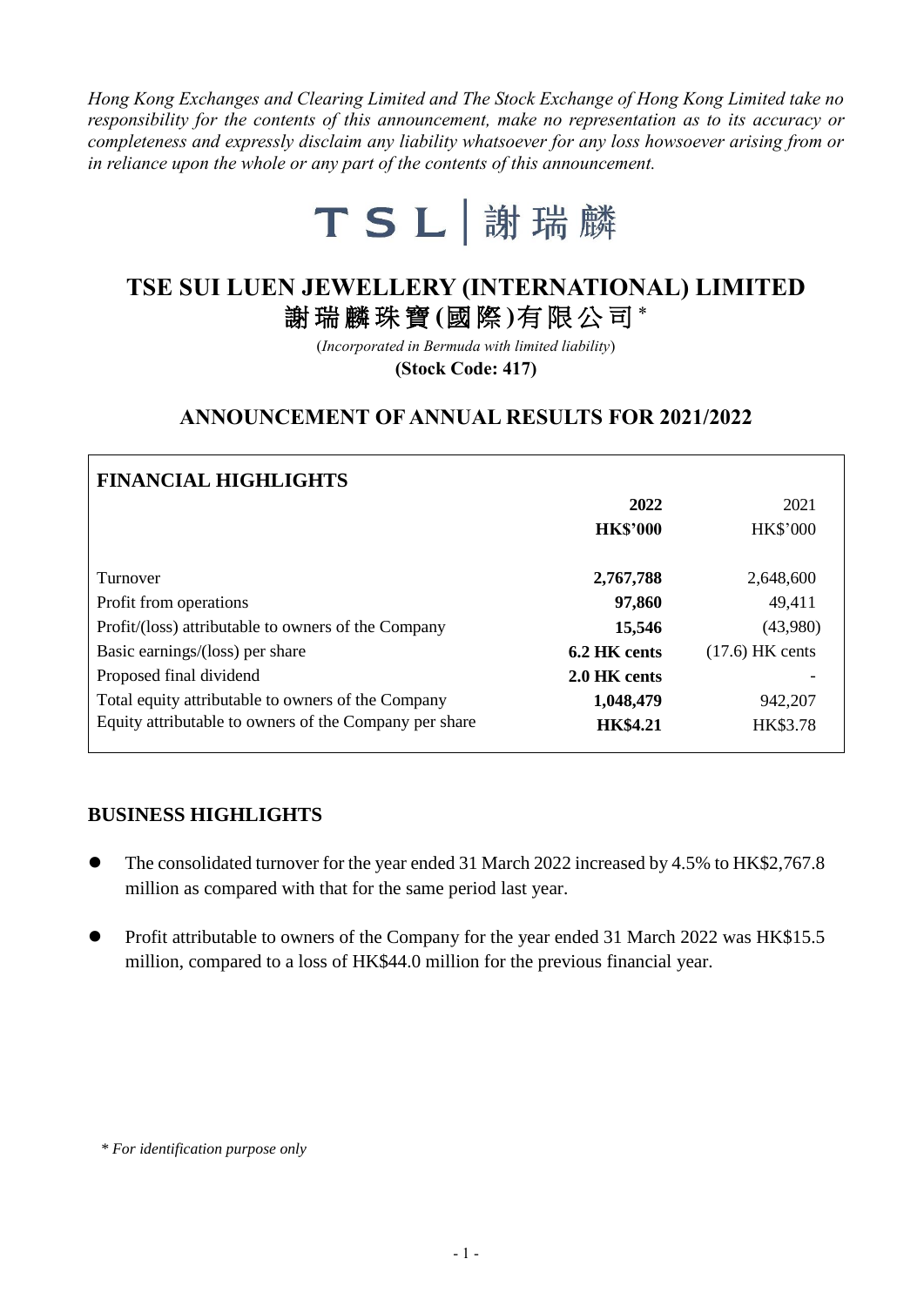*Hong Kong Exchanges and Clearing Limited and The Stock Exchange of Hong Kong Limited take no responsibility for the contents of this announcement, make no representation as to its accuracy or completeness and expressly disclaim any liability whatsoever for any loss howsoever arising from or in reliance upon the whole or any part of the contents of this announcement.*

TSL | 謝瑞麟

# TSE SUI LUEN JEWELLERY (INTERNATIONAL) LIMITED
# 謝瑞麟珠寶(國際)有限公司 *

(*Incorporated in Bermuda with limited liability*)

**(Stock Code: 417)**

## ANNOUNCEMENT OF ANNUAL RESULTS FOR 2021/2022

### FINANCIAL HIGHLIGHTS

| | **2022** | 2021 |
|---|---|---|
| | **HK$'000** | HK$'000 |
| Turnover | **2,767,788** | 2,648,600 |
| Profit from operations | **97,860** | 49,411 |
| Profit/(loss) attributable to owners of the Company | **15,546** | (43,980) |
| Basic earnings/(loss) per share | **6.2 HK cents** | (17.6) HK cents |
| Proposed final dividend | **2.0 HK cents** | - |
| Total equity attributable to owners of the Company | **1,048,479** | 942,207 |
| Equity attributable to owners of the Company per share | **HK$4.21** | HK$3.78 |

### BUSINESS HIGHLIGHTS

- The consolidated turnover for the year ended 31 March 2022 increased by 4.5% to HK$2,767.8 million as compared with that for the same period last year.
- Profit attributable to owners of the Company for the year ended 31 March 2022 was HK$15.5 million, compared to a loss of HK$44.0 million for the previous financial year.

*\* For identification purpose only*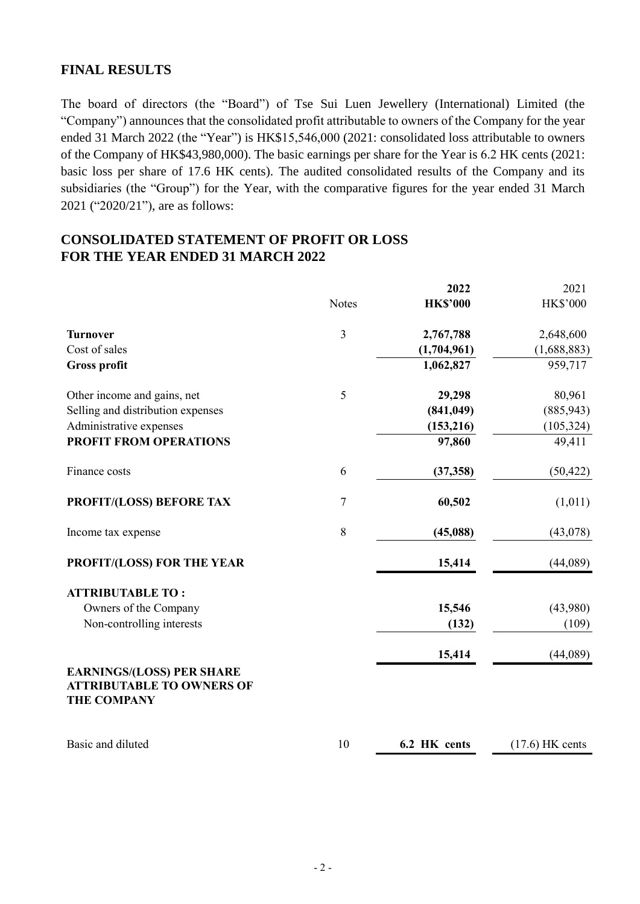## FINAL RESULTS

The board of directors (the "Board") of Tse Sui Luen Jewellery (International) Limited (the "Company") announces that the consolidated profit attributable to owners of the Company for the year ended 31 March 2022 (the "Year") is HK$15,546,000 (2021: consolidated loss attributable to owners of the Company of HK$43,980,000). The basic earnings per share for the Year is 6.2 HK cents (2021: basic loss per share of 17.6 HK cents). The audited consolidated results of the Company and its subsidiaries (the "Group") for the Year, with the comparative figures for the year ended 31 March 2021 ("2020/21"), are as follows:

## CONSOLIDATED STATEMENT OF PROFIT OR LOSS FOR THE YEAR ENDED 31 MARCH 2022

| | Notes | **2022 HK$'000** | 2021 HK$'000 |
|---|---|---|---|
| **Turnover** | 3 | **2,767,788** | 2,648,600 |
| Cost of sales | | **(1,704,961)** | (1,688,883) |
| **Gross profit** | | **1,062,827** | 959,717 |
| Other income and gains, net | 5 | **29,298** | 80,961 |
| Selling and distribution expenses | | **(841,049)** | (885,943) |
| Administrative expenses | | **(153,216)** | (105,324) |
| **PROFIT FROM OPERATIONS** | | **97,860** | 49,411 |
| Finance costs | 6 | **(37,358)** | (50,422) |
| **PROFIT/(LOSS) BEFORE TAX** | 7 | **60,502** | (1,011) |
| Income tax expense | 8 | **(45,088)** | (43,078) |
| **PROFIT/(LOSS) FOR THE YEAR** | | **15,414** | (44,089) |
| **ATTRIBUTABLE TO :** | | | |
| Owners of the Company | | **15,546** | (43,980) |
| Non-controlling interests | | **(132)** | (109) |
| | | **15,414** | (44,089) |
| **EARNINGS/(LOSS) PER SHARE ATTRIBUTABLE TO OWNERS OF THE COMPANY** | | | |
| Basic and diluted | 10 | **6.2 HK cents** | (17.6) HK cents |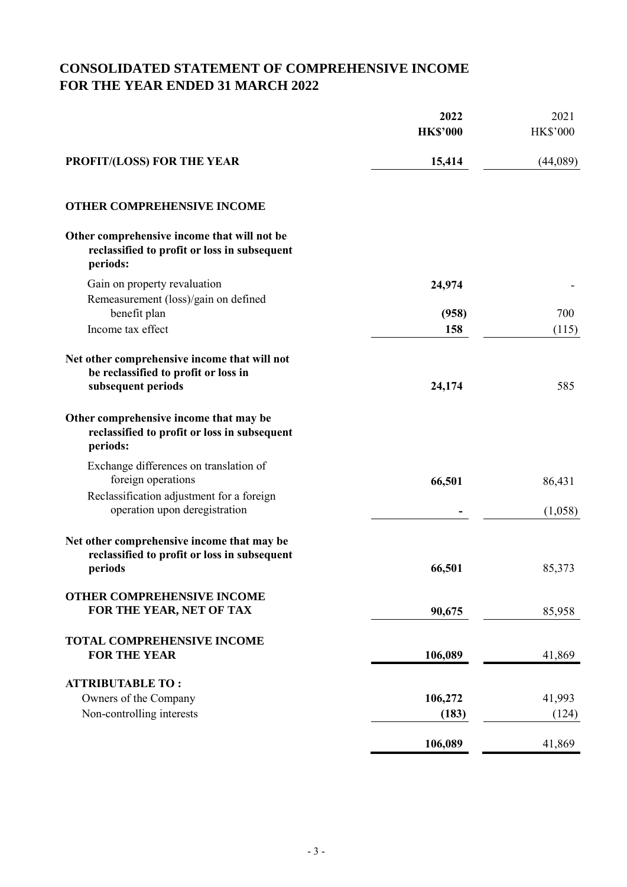# CONSOLIDATED STATEMENT OF COMPREHENSIVE INCOME
# FOR THE YEAR ENDED 31 MARCH 2022

| | **2022** | 2021 |
|---|---|---|
| | **HK$'000** | HK$'000 |
| **PROFIT/(LOSS) FOR THE YEAR** | **15,414** | (44,089) |
| | | |
| **OTHER COMPREHENSIVE INCOME** | | |
| | | |
| **Other comprehensive income that will not be reclassified to profit or loss in subsequent periods:** | | |
| Gain on property revaluation | **24,974** | - |
| Remeasurement (loss)/gain on defined benefit plan | **(958)** | 700 |
| Income tax effect | **158** | (115) |
| | | |
| **Net other comprehensive income that will not be reclassified to profit or loss in subsequent periods** | **24,174** | 585 |
| | | |
| **Other comprehensive income that may be reclassified to profit or loss in subsequent periods:** | | |
| Exchange differences on translation of foreign operations | **66,501** | 86,431 |
| Reclassification adjustment for a foreign operation upon deregistration | **-** | (1,058) |
| | | |
| **Net other comprehensive income that may be reclassified to profit or loss in subsequent periods** | **66,501** | 85,373 |
| | | |
| **OTHER COMPREHENSIVE INCOME FOR THE YEAR, NET OF TAX** | **90,675** | 85,958 |
| | | |
| **TOTAL COMPREHENSIVE INCOME FOR THE YEAR** | **106,089** | 41,869 |
| | | |
| **ATTRIBUTABLE TO :** | | |
| Owners of the Company | **106,272** | 41,993 |
| Non-controlling interests | **(183)** | (124) |
| | **106,089** | 41,869 |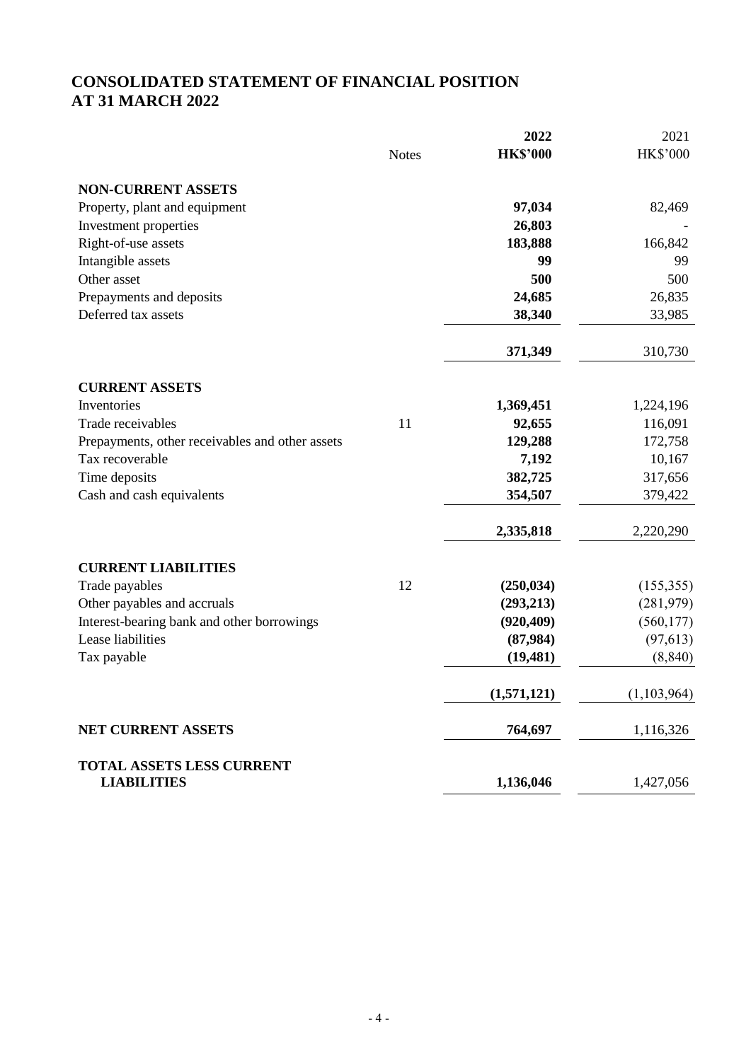# CONSOLIDATED STATEMENT OF FINANCIAL POSITION
# AT 31 MARCH 2022

| | Notes | **2022** | 2021 |
|---|---|---|---|
| | | **HK$'000** | HK$'000 |
| **NON-CURRENT ASSETS** | | | |
| Property, plant and equipment | | **97,034** | 82,469 |
| Investment properties | | **26,803** | - |
| Right-of-use assets | | **183,888** | 166,842 |
| Intangible assets | | **99** | 99 |
| Other asset | | **500** | 500 |
| Prepayments and deposits | | **24,685** | 26,835 |
| Deferred tax assets | | **38,340** | 33,985 |
| | | **371,349** | 310,730 |
| **CURRENT ASSETS** | | | |
| Inventories | | **1,369,451** | 1,224,196 |
| Trade receivables | 11 | **92,655** | 116,091 |
| Prepayments, other receivables and other assets | | **129,288** | 172,758 |
| Tax recoverable | | **7,192** | 10,167 |
| Time deposits | | **382,725** | 317,656 |
| Cash and cash equivalents | | **354,507** | 379,422 |
| | | **2,335,818** | 2,220,290 |
| **CURRENT LIABILITIES** | | | |
| Trade payables | 12 | **(250,034)** | (155,355) |
| Other payables and accruals | | **(293,213)** | (281,979) |
| Interest-bearing bank and other borrowings | | **(920,409)** | (560,177) |
| Lease liabilities | | **(87,984)** | (97,613) |
| Tax payable | | **(19,481)** | (8,840) |
| | | **(1,571,121)** | (1,103,964) |
| **NET CURRENT ASSETS** | | **764,697** | 1,116,326 |
| **TOTAL ASSETS LESS CURRENT LIABILITIES** | | **1,136,046** | 1,427,056 |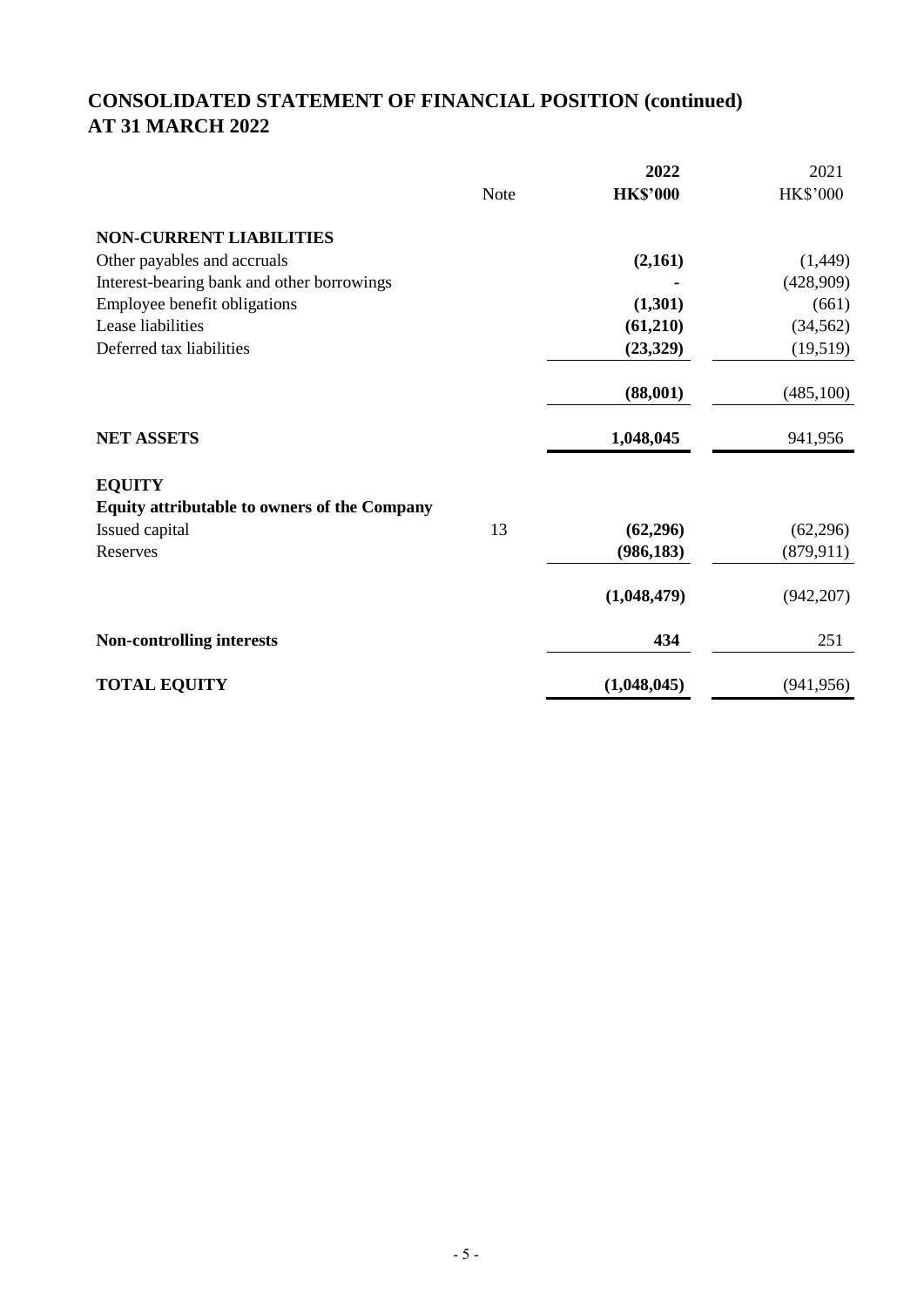# CONSOLIDATED STATEMENT OF FINANCIAL POSITION (continued)
# AT 31 MARCH 2022

| | Note | **2022** | 2021 |
|---|---|---|---|
| | | **HK$'000** | HK$'000 |
| **NON-CURRENT LIABILITIES** | | | |
| Other payables and accruals | | **(2,161)** | (1,449) |
| Interest-bearing bank and other borrowings | | **-** | (428,909) |
| Employee benefit obligations | | **(1,301)** | (661) |
| Lease liabilities | | **(61,210)** | (34,562) |
| Deferred tax liabilities | | **(23,329)** | (19,519) |
| | | **(88,001)** | (485,100) |
| **NET ASSETS** | | **1,048,045** | 941,956 |
| **EQUITY** | | | |
| **Equity attributable to owners of the Company** | | | |
| Issued capital | 13 | **(62,296)** | (62,296) |
| Reserves | | **(986,183)** | (879,911) |
| | | **(1,048,479)** | (942,207) |
| **Non-controlling interests** | | **434** | 251 |
| **TOTAL EQUITY** | | **(1,048,045)** | (941,956) |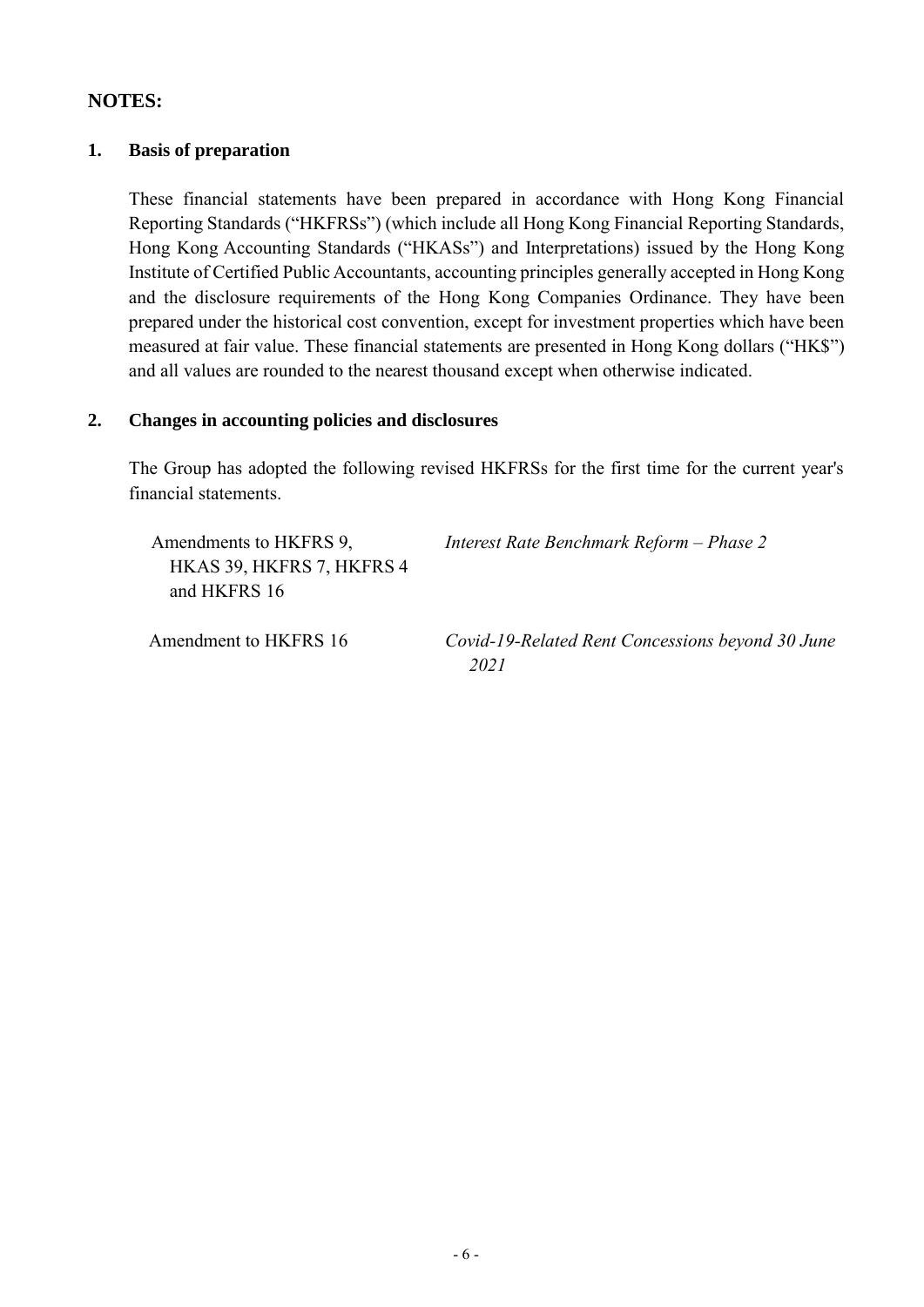## NOTES:

### 1. Basis of preparation

These financial statements have been prepared in accordance with Hong Kong Financial Reporting Standards ("HKFRSs") (which include all Hong Kong Financial Reporting Standards, Hong Kong Accounting Standards ("HKASs") and Interpretations) issued by the Hong Kong Institute of Certified Public Accountants, accounting principles generally accepted in Hong Kong and the disclosure requirements of the Hong Kong Companies Ordinance. They have been prepared under the historical cost convention, except for investment properties which have been measured at fair value. These financial statements are presented in Hong Kong dollars ("HK$") and all values are rounded to the nearest thousand except when otherwise indicated.

### 2. Changes in accounting policies and disclosures

The Group has adopted the following revised HKFRSs for the first time for the current year's financial statements.

| | |
|---|---|
| Amendments to HKFRS 9, HKAS 39, HKFRS 7, HKFRS 4 and HKFRS 16 | *Interest Rate Benchmark Reform – Phase 2* |
| Amendment to HKFRS 16 | *Covid-19-Related Rent Concessions beyond 30 June 2021* |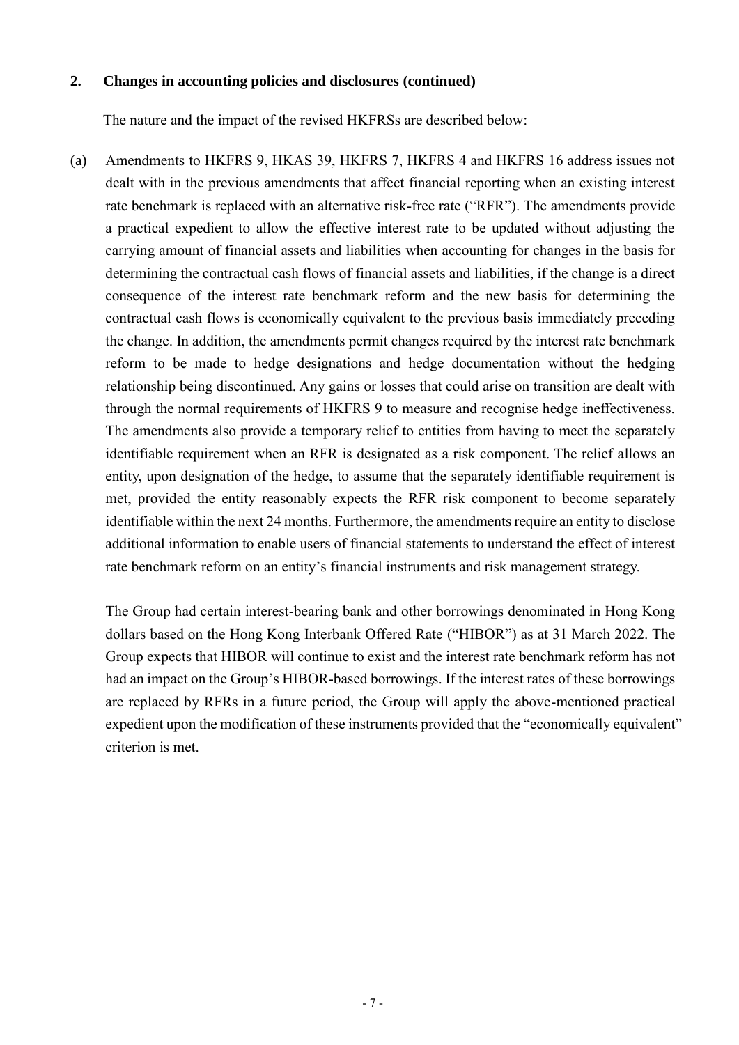## 2. Changes in accounting policies and disclosures (continued)

The nature and the impact of the revised HKFRSs are described below:

(a) Amendments to HKFRS 9, HKAS 39, HKFRS 7, HKFRS 4 and HKFRS 16 address issues not dealt with in the previous amendments that affect financial reporting when an existing interest rate benchmark is replaced with an alternative risk-free rate ("RFR"). The amendments provide a practical expedient to allow the effective interest rate to be updated without adjusting the carrying amount of financial assets and liabilities when accounting for changes in the basis for determining the contractual cash flows of financial assets and liabilities, if the change is a direct consequence of the interest rate benchmark reform and the new basis for determining the contractual cash flows is economically equivalent to the previous basis immediately preceding the change. In addition, the amendments permit changes required by the interest rate benchmark reform to be made to hedge designations and hedge documentation without the hedging relationship being discontinued. Any gains or losses that could arise on transition are dealt with through the normal requirements of HKFRS 9 to measure and recognise hedge ineffectiveness. The amendments also provide a temporary relief to entities from having to meet the separately identifiable requirement when an RFR is designated as a risk component. The relief allows an entity, upon designation of the hedge, to assume that the separately identifiable requirement is met, provided the entity reasonably expects the RFR risk component to become separately identifiable within the next 24 months. Furthermore, the amendments require an entity to disclose additional information to enable users of financial statements to understand the effect of interest rate benchmark reform on an entity's financial instruments and risk management strategy.

The Group had certain interest-bearing bank and other borrowings denominated in Hong Kong dollars based on the Hong Kong Interbank Offered Rate ("HIBOR") as at 31 March 2022. The Group expects that HIBOR will continue to exist and the interest rate benchmark reform has not had an impact on the Group's HIBOR-based borrowings. If the interest rates of these borrowings are replaced by RFRs in a future period, the Group will apply the above-mentioned practical expedient upon the modification of these instruments provided that the "economically equivalent" criterion is met.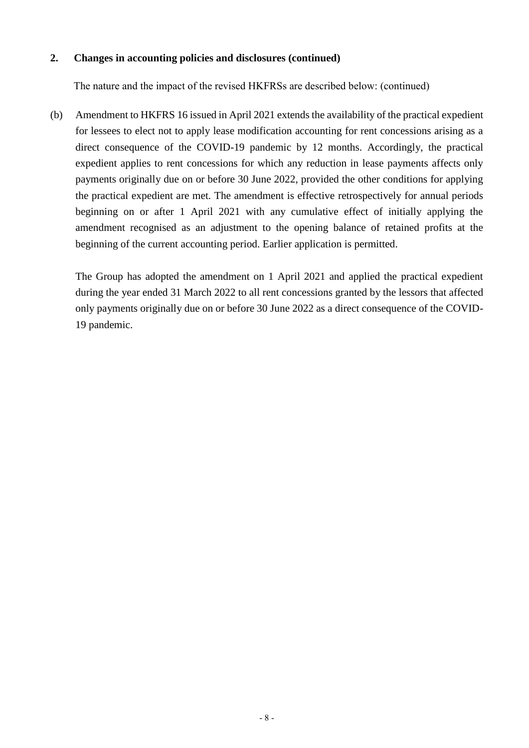**2. Changes in accounting policies and disclosures (continued)**

The nature and the impact of the revised HKFRSs are described below: (continued)

(b) Amendment to HKFRS 16 issued in April 2021 extends the availability of the practical expedient for lessees to elect not to apply lease modification accounting for rent concessions arising as a direct consequence of the COVID-19 pandemic by 12 months. Accordingly, the practical expedient applies to rent concessions for which any reduction in lease payments affects only payments originally due on or before 30 June 2022, provided the other conditions for applying the practical expedient are met. The amendment is effective retrospectively for annual periods beginning on or after 1 April 2021 with any cumulative effect of initially applying the amendment recognised as an adjustment to the opening balance of retained profits at the beginning of the current accounting period. Earlier application is permitted.

The Group has adopted the amendment on 1 April 2021 and applied the practical expedient during the year ended 31 March 2022 to all rent concessions granted by the lessors that affected only payments originally due on or before 30 June 2022 as a direct consequence of the COVID-19 pandemic.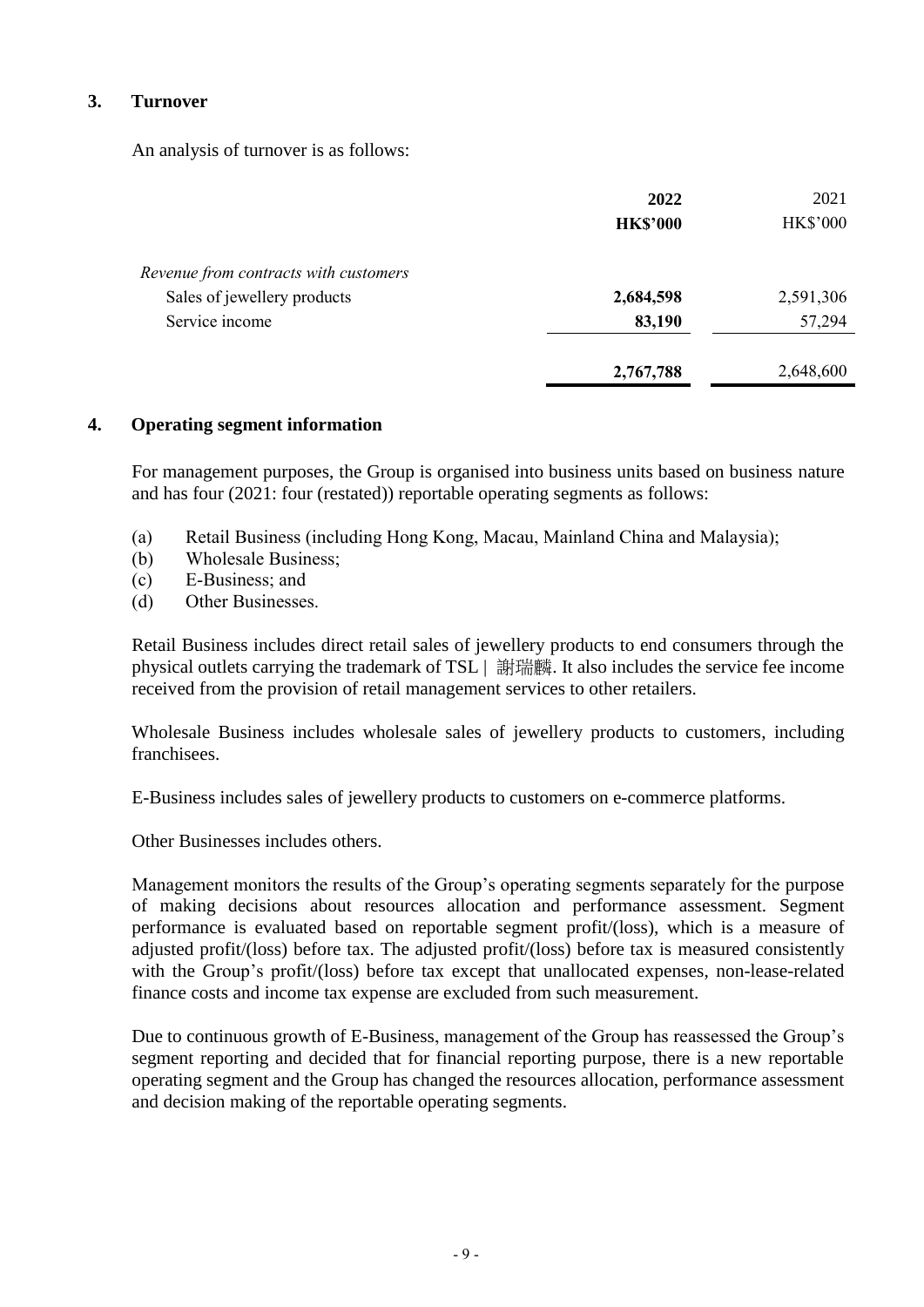## 3. Turnover

An analysis of turnover is as follows:

| | **2022** | 2021 |
|---|---|---|
| | **HK$'000** | HK$'000 |
| *Revenue from contracts with customers* | | |
| Sales of jewellery products | **2,684,598** | 2,591,306 |
| Service income | **83,190** | 57,294 |
| | **2,767,788** | 2,648,600 |

## 4. Operating segment information

For management purposes, the Group is organised into business units based on business nature and has four (2021: four (restated)) reportable operating segments as follows:

(a) Retail Business (including Hong Kong, Macau, Mainland China and Malaysia);
(b) Wholesale Business;
(c) E-Business; and
(d) Other Businesses.

Retail Business includes direct retail sales of jewellery products to end consumers through the physical outlets carrying the trademark of TSL | 謝瑞麟. It also includes the service fee income received from the provision of retail management services to other retailers.

Wholesale Business includes wholesale sales of jewellery products to customers, including franchisees.

E-Business includes sales of jewellery products to customers on e-commerce platforms.

Other Businesses includes others.

Management monitors the results of the Group's operating segments separately for the purpose of making decisions about resources allocation and performance assessment. Segment performance is evaluated based on reportable segment profit/(loss), which is a measure of adjusted profit/(loss) before tax. The adjusted profit/(loss) before tax is measured consistently with the Group's profit/(loss) before tax except that unallocated expenses, non-lease-related finance costs and income tax expense are excluded from such measurement.

Due to continuous growth of E-Business, management of the Group has reassessed the Group's segment reporting and decided that for financial reporting purpose, there is a new reportable operating segment and the Group has changed the resources allocation, performance assessment and decision making of the reportable operating segments.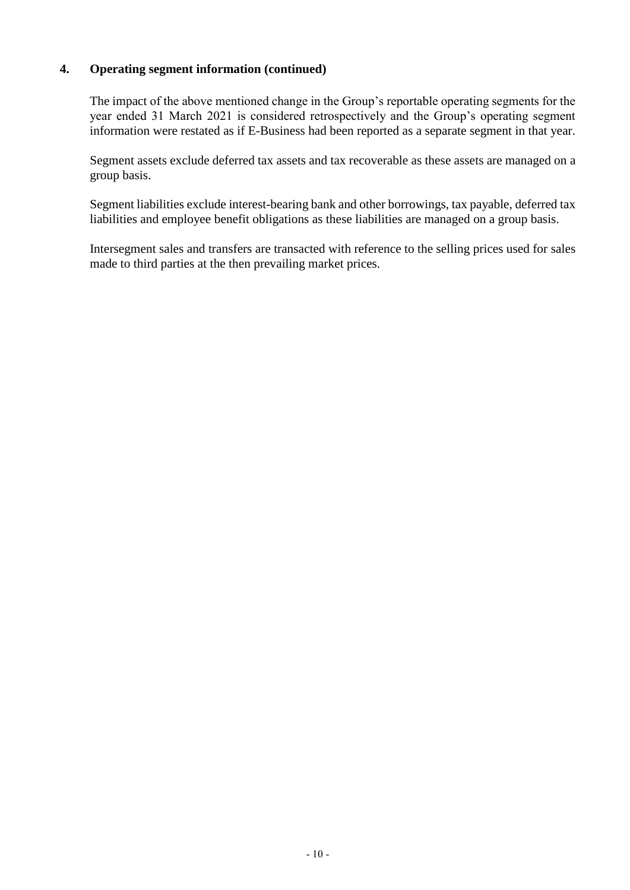## 4. Operating segment information (continued)

The impact of the above mentioned change in the Group's reportable operating segments for the year ended 31 March 2021 is considered retrospectively and the Group's operating segment information were restated as if E-Business had been reported as a separate segment in that year.

Segment assets exclude deferred tax assets and tax recoverable as these assets are managed on a group basis.

Segment liabilities exclude interest-bearing bank and other borrowings, tax payable, deferred tax liabilities and employee benefit obligations as these liabilities are managed on a group basis.

Intersegment sales and transfers are transacted with reference to the selling prices used for sales made to third parties at the then prevailing market prices.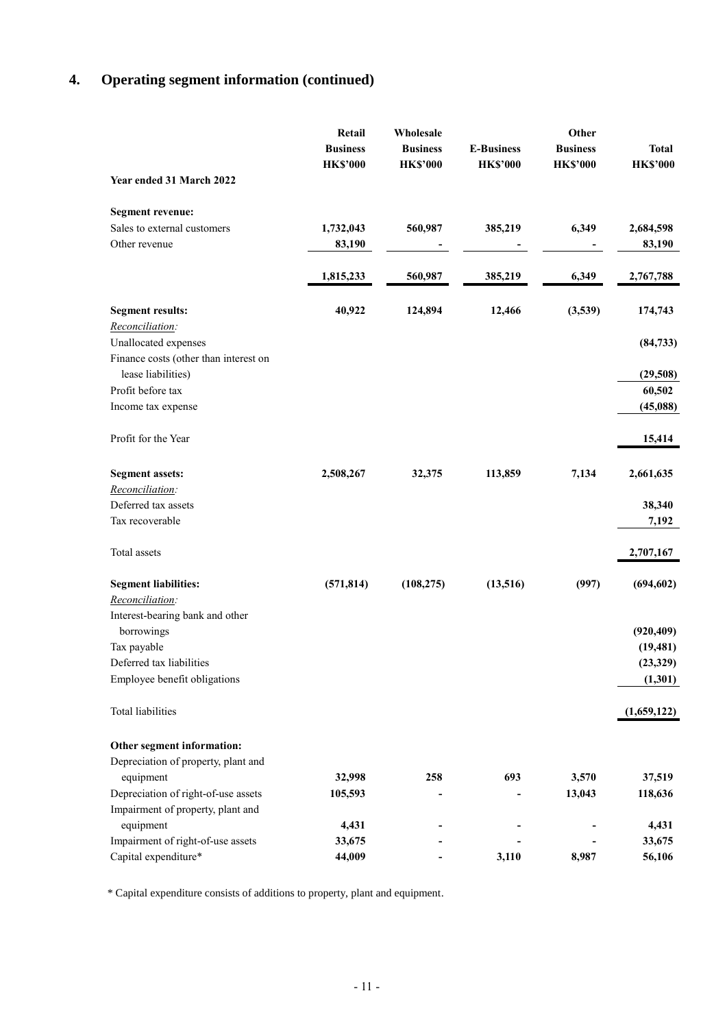## 4. Operating segment information (continued)

| Year ended 31 March 2022 | Retail Business HK$'000 | Wholesale Business HK$'000 | E-Business HK$'000 | Other Business HK$'000 | Total HK$'000 |
|---|---|---|---|---|---|
| **Segment revenue:** | | | | | |
| Sales to external customers | **1,732,043** | **560,987** | **385,219** | **6,349** | **2,684,598** |
| Other revenue | **83,190** | **-** | **-** | **-** | **83,190** |
| | **1,815,233** | **560,987** | **385,219** | **6,349** | **2,767,788** |
| **Segment results:** | **40,922** | **124,894** | **12,466** | **(3,539)** | **174,743** |
| *Reconciliation:* | | | | | |
| Unallocated expenses | | | | | **(84,733)** |
| Finance costs (other than interest on lease liabilities) | | | | | **(29,508)** |
| Profit before tax | | | | | **60,502** |
| Income tax expense | | | | | **(45,088)** |
| Profit for the Year | | | | | **15,414** |
| **Segment assets:** | **2,508,267** | **32,375** | **113,859** | **7,134** | **2,661,635** |
| *Reconciliation:* | | | | | |
| Deferred tax assets | | | | | **38,340** |
| Tax recoverable | | | | | **7,192** |
| Total assets | | | | | **2,707,167** |
| **Segment liabilities:** | **(571,814)** | **(108,275)** | **(13,516)** | **(997)** | **(694,602)** |
| *Reconciliation:* | | | | | |
| Interest-bearing bank and other borrowings | | | | | **(920,409)** |
| Tax payable | | | | | **(19,481)** |
| Deferred tax liabilities | | | | | **(23,329)** |
| Employee benefit obligations | | | | | **(1,301)** |
| Total liabilities | | | | | **(1,659,122)** |
| **Other segment information:** | | | | | |
| Depreciation of property, plant and equipment | **32,998** | **258** | **693** | **3,570** | **37,519** |
| Depreciation of right-of-use assets | **105,593** | **-** | **-** | **13,043** | **118,636** |
| Impairment of property, plant and equipment | **4,431** | **-** | **-** | **-** | **4,431** |
| Impairment of right-of-use assets | **33,675** | **-** | **-** | **-** | **33,675** |
| Capital expenditure* | **44,009** | **-** | **3,110** | **8,987** | **56,106** |

\* Capital expenditure consists of additions to property, plant and equipment.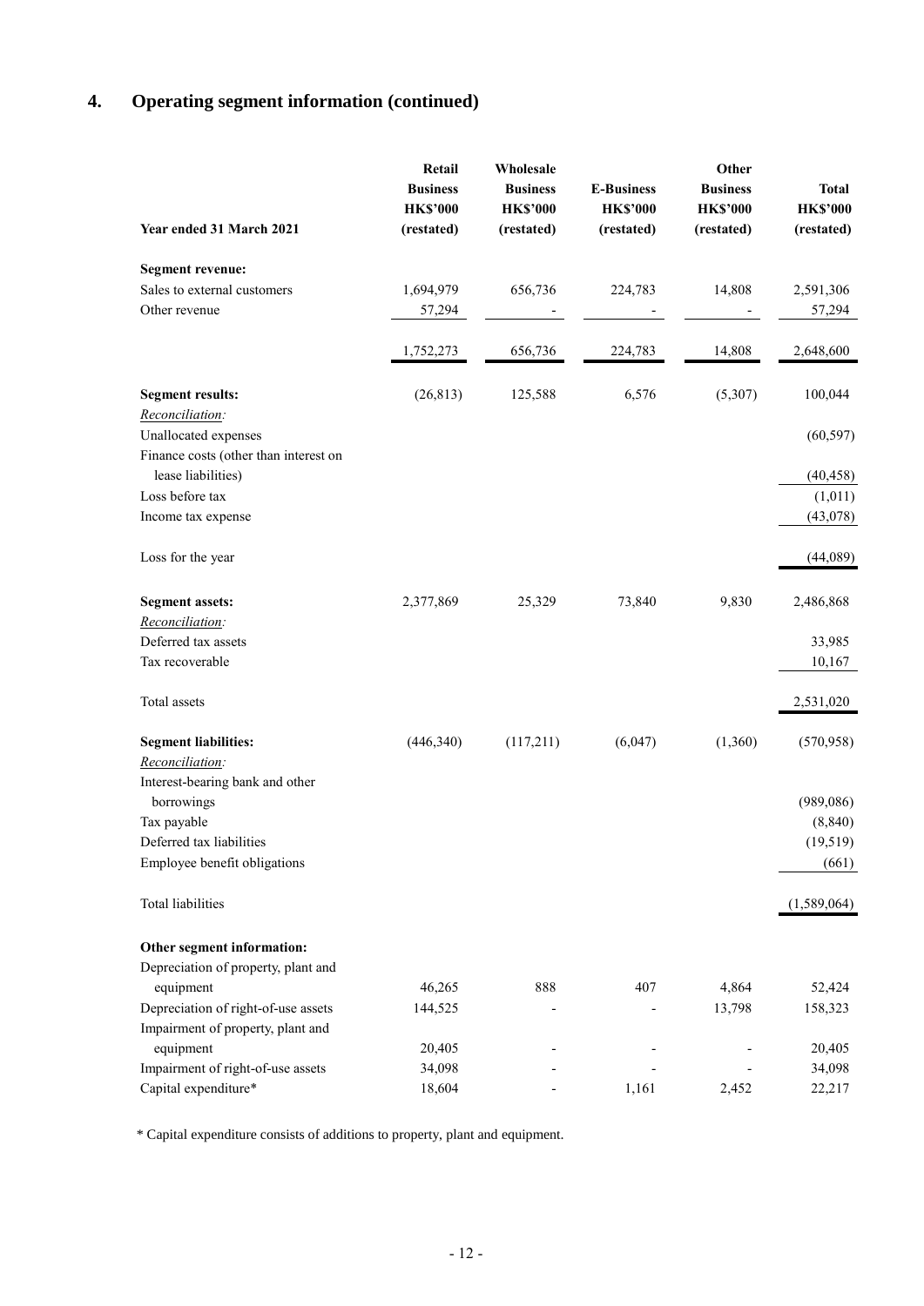## 4. Operating segment information (continued)

| Year ended 31 March 2021 | Retail Business HK$'000 (restated) | Wholesale Business HK$'000 (restated) | E-Business HK$'000 (restated) | Other Business HK$'000 (restated) | Total HK$'000 (restated) |
|---|---|---|---|---|---|
| **Segment revenue:** | | | | | |
| Sales to external customers | 1,694,979 | 656,736 | 224,783 | 14,808 | 2,591,306 |
| Other revenue | 57,294 | - | - | - | 57,294 |
| | 1,752,273 | 656,736 | 224,783 | 14,808 | 2,648,600 |
| **Segment results:** | (26,813) | 125,588 | 6,576 | (5,307) | 100,044 |
| *Reconciliation:* | | | | | |
| Unallocated expenses | | | | | (60,597) |
| Finance costs (other than interest on lease liabilities) | | | | | (40,458) |
| Loss before tax | | | | | (1,011) |
| Income tax expense | | | | | (43,078) |
| Loss for the year | | | | | (44,089) |
| **Segment assets:** | 2,377,869 | 25,329 | 73,840 | 9,830 | 2,486,868 |
| *Reconciliation:* | | | | | |
| Deferred tax assets | | | | | 33,985 |
| Tax recoverable | | | | | 10,167 |
| Total assets | | | | | 2,531,020 |
| **Segment liabilities:** | (446,340) | (117,211) | (6,047) | (1,360) | (570,958) |
| *Reconciliation:* | | | | | |
| Interest-bearing bank and other borrowings | | | | | (989,086) |
| Tax payable | | | | | (8,840) |
| Deferred tax liabilities | | | | | (19,519) |
| Employee benefit obligations | | | | | (661) |
| Total liabilities | | | | | (1,589,064) |
| **Other segment information:** | | | | | |
| Depreciation of property, plant and equipment | 46,265 | 888 | 407 | 4,864 | 52,424 |
| Depreciation of right-of-use assets | 144,525 | - | - | 13,798 | 158,323 |
| Impairment of property, plant and equipment | 20,405 | - | - | - | 20,405 |
| Impairment of right-of-use assets | 34,098 | - | - | - | 34,098 |
| Capital expenditure* | 18,604 | - | 1,161 | 2,452 | 22,217 |

* Capital expenditure consists of additions to property, plant and equipment.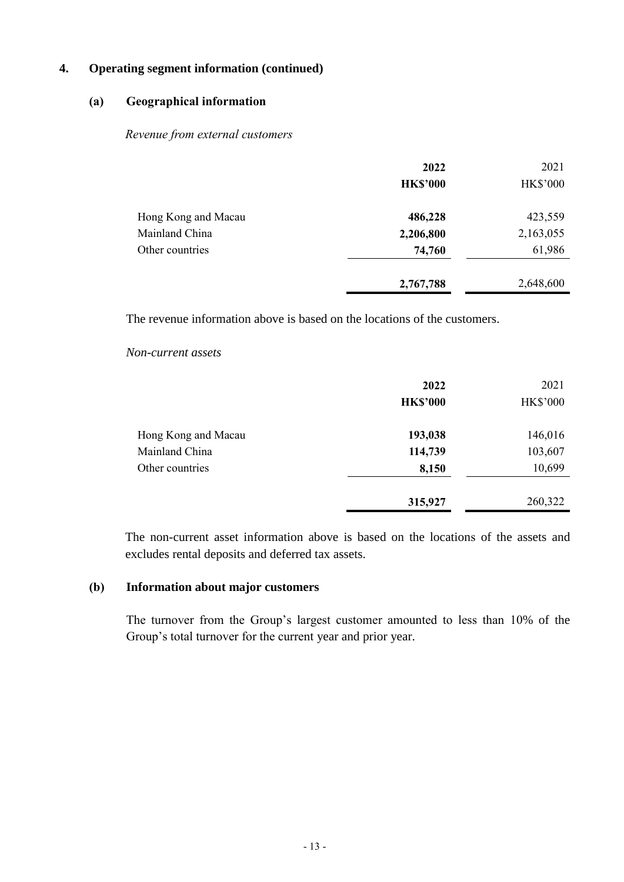## 4. Operating segment information (continued)

### (a) Geographical information

*Revenue from external customers*

| | **2022** | 2021 |
|---|---|---|
| | **HK$'000** | HK$'000 |
| Hong Kong and Macau | **486,228** | 423,559 |
| Mainland China | **2,206,800** | 2,163,055 |
| Other countries | **74,760** | 61,986 |
| | **2,767,788** | 2,648,600 |

The revenue information above is based on the locations of the customers.

*Non-current assets*

| | **2022** | 2021 |
|---|---|---|
| | **HK$'000** | HK$'000 |
| Hong Kong and Macau | **193,038** | 146,016 |
| Mainland China | **114,739** | 103,607 |
| Other countries | **8,150** | 10,699 |
| | **315,927** | 260,322 |

The non-current asset information above is based on the locations of the assets and excludes rental deposits and deferred tax assets.

### (b) Information about major customers

The turnover from the Group's largest customer amounted to less than 10% of the Group's total turnover for the current year and prior year.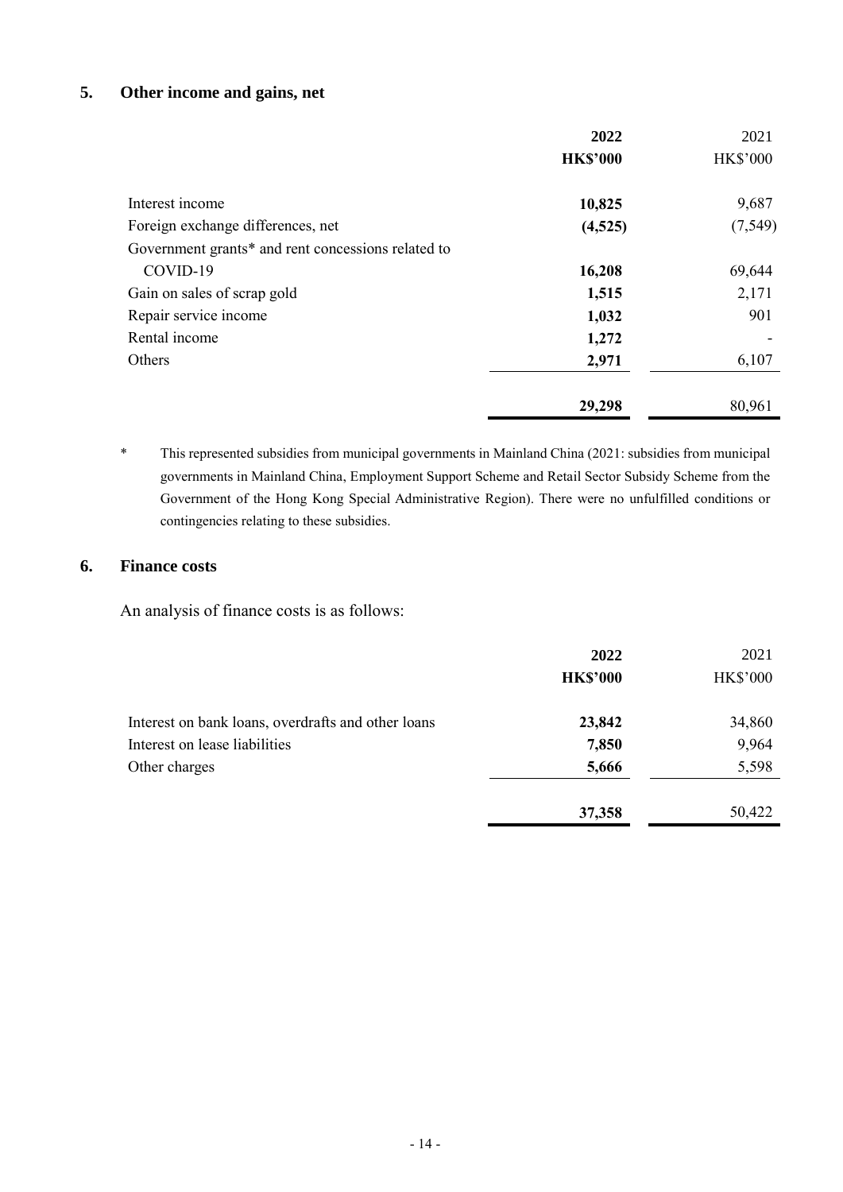## 5. Other income and gains, net

| | 2022 | 2021 |
|---|---|---|
| | HK$'000 | HK$'000 |
| Interest income | 10,825 | 9,687 |
| Foreign exchange differences, net | (4,525) | (7,549) |
| Government grants* and rent concessions related to COVID-19 | 16,208 | 69,644 |
| Gain on sales of scrap gold | 1,515 | 2,171 |
| Repair service income | 1,032 | 901 |
| Rental income | 1,272 | - |
| Others | 2,971 | 6,107 |
| | 29,298 | 80,961 |

\* This represented subsidies from municipal governments in Mainland China (2021: subsidies from municipal governments in Mainland China, Employment Support Scheme and Retail Sector Subsidy Scheme from the Government of the Hong Kong Special Administrative Region). There were no unfulfilled conditions or contingencies relating to these subsidies.

## 6. Finance costs

An analysis of finance costs is as follows:

| | 2022 | 2021 |
|---|---|---|
| | HK$'000 | HK$'000 |
| Interest on bank loans, overdrafts and other loans | 23,842 | 34,860 |
| Interest on lease liabilities | 7,850 | 9,964 |
| Other charges | 5,666 | 5,598 |
| | 37,358 | 50,422 |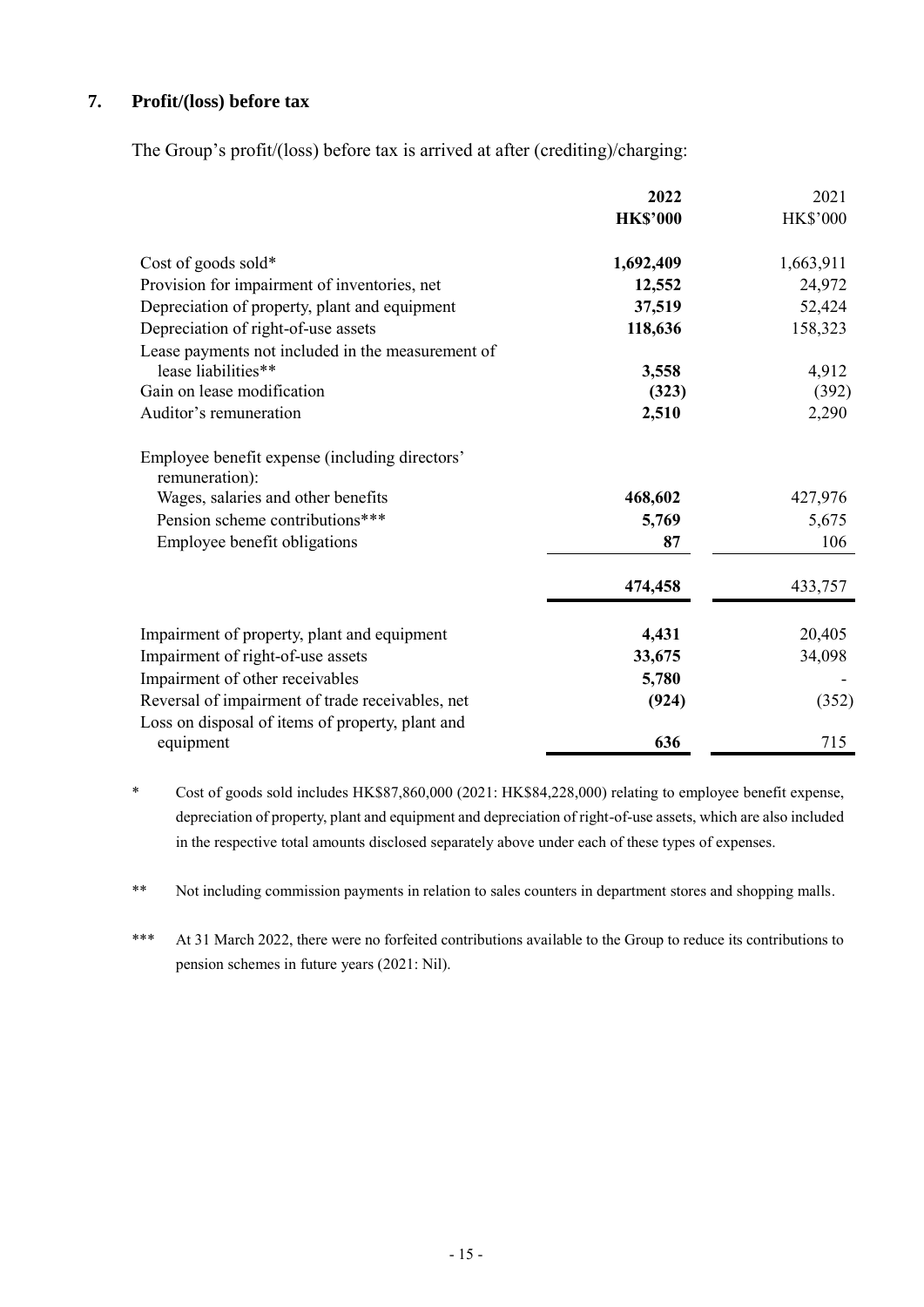## 7. Profit/(loss) before tax

The Group's profit/(loss) before tax is arrived at after (crediting)/charging:

| | **2022** | 2021 |
|---|---|---|
| | **HK$'000** | HK$'000 |
| Cost of goods sold* | **1,692,409** | 1,663,911 |
| Provision for impairment of inventories, net | **12,552** | 24,972 |
| Depreciation of property, plant and equipment | **37,519** | 52,424 |
| Depreciation of right-of-use assets | **118,636** | 158,323 |
| Lease payments not included in the measurement of lease liabilities** | **3,558** | 4,912 |
| Gain on lease modification | **(323)** | (392) |
| Auditor's remuneration | **2,510** | 2,290 |
| Employee benefit expense (including directors' remuneration): | | |
| Wages, salaries and other benefits | **468,602** | 427,976 |
| Pension scheme contributions*** | **5,769** | 5,675 |
| Employee benefit obligations | **87** | 106 |
| | **474,458** | 433,757 |
| Impairment of property, plant and equipment | **4,431** | 20,405 |
| Impairment of right-of-use assets | **33,675** | 34,098 |
| Impairment of other receivables | **5,780** | - |
| Reversal of impairment of trade receivables, net | **(924)** | (352) |
| Loss on disposal of items of property, plant and equipment | **636** | 715 |

\* Cost of goods sold includes HK$87,860,000 (2021: HK$84,228,000) relating to employee benefit expense, depreciation of property, plant and equipment and depreciation of right-of-use assets, which are also included in the respective total amounts disclosed separately above under each of these types of expenses.

** Not including commission payments in relation to sales counters in department stores and shopping malls.

*** At 31 March 2022, there were no forfeited contributions available to the Group to reduce its contributions to pension schemes in future years (2021: Nil).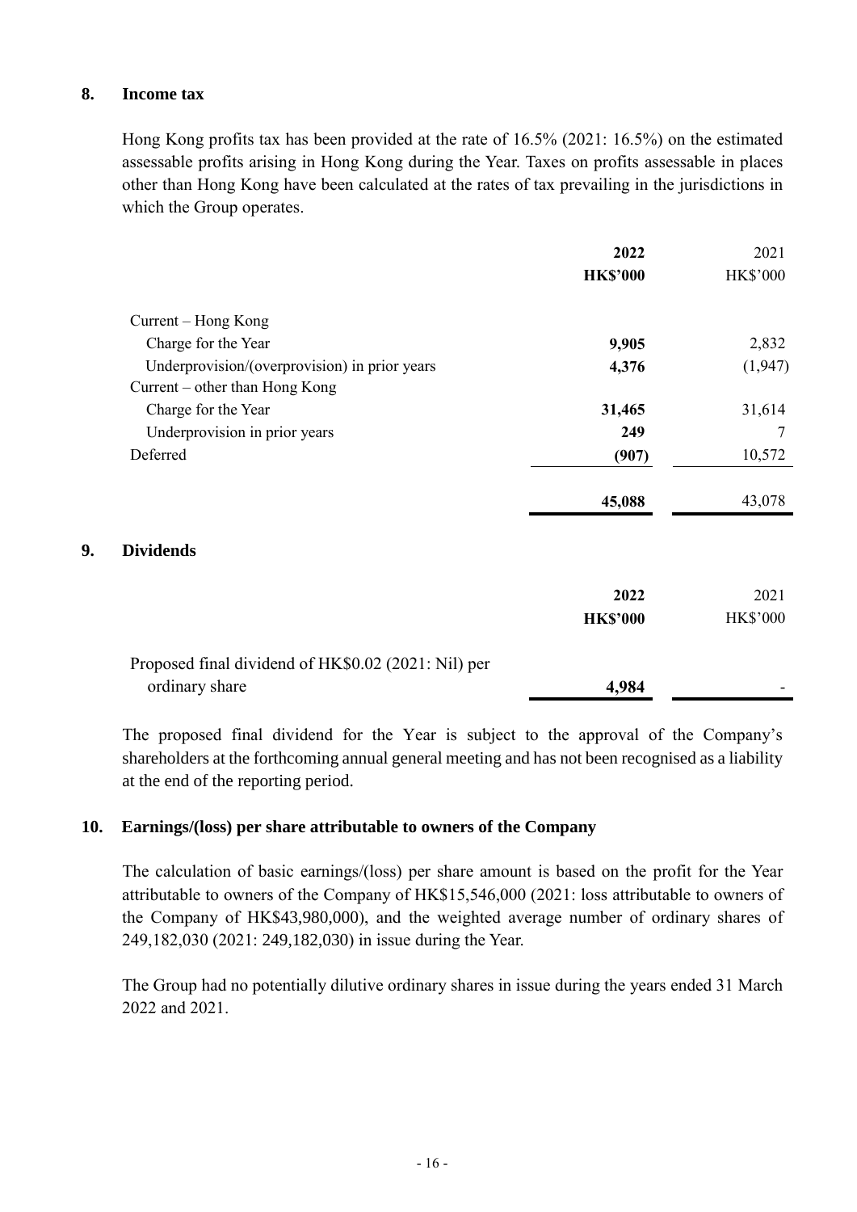## 8. Income tax

Hong Kong profits tax has been provided at the rate of 16.5% (2021: 16.5%) on the estimated assessable profits arising in Hong Kong during the Year. Taxes on profits assessable in places other than Hong Kong have been calculated at the rates of tax prevailing in the jurisdictions in which the Group operates.

| | **2022** | 2021 |
|---|---|---|
| | **HK$'000** | HK$'000 |
| Current – Hong Kong | | |
| Charge for the Year | **9,905** | 2,832 |
| Underprovision/(overprovision) in prior years | **4,376** | (1,947) |
| Current – other than Hong Kong | | |
| Charge for the Year | **31,465** | 31,614 |
| Underprovision in prior years | **249** | 7 |
| Deferred | **(907)** | 10,572 |
| | **45,088** | 43,078 |

## 9. Dividends

| | **2022** | 2021 |
|---|---|---|
| | **HK$'000** | HK$'000 |
| Proposed final dividend of HK$0.02 (2021: Nil) per ordinary share | **4,984** | - |

The proposed final dividend for the Year is subject to the approval of the Company's shareholders at the forthcoming annual general meeting and has not been recognised as a liability at the end of the reporting period.

## 10. Earnings/(loss) per share attributable to owners of the Company

The calculation of basic earnings/(loss) per share amount is based on the profit for the Year attributable to owners of the Company of HK$15,546,000 (2021: loss attributable to owners of the Company of HK$43,980,000), and the weighted average number of ordinary shares of 249,182,030 (2021: 249,182,030) in issue during the Year.

The Group had no potentially dilutive ordinary shares in issue during the years ended 31 March 2022 and 2021.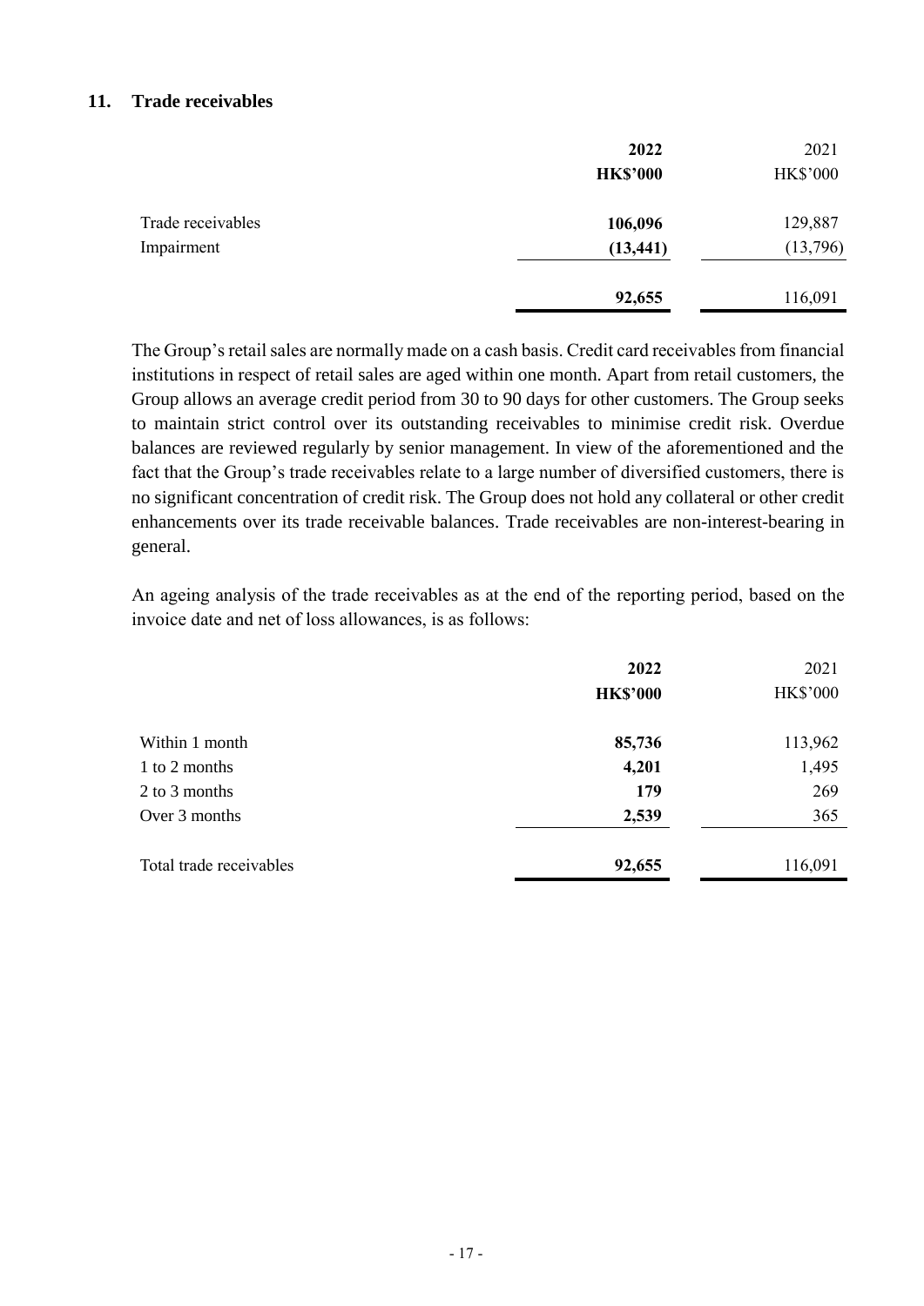## 11. Trade receivables

| | 2022 | 2021 |
|---|---|---|
| | **HK$'000** | HK$'000 |
| Trade receivables | **106,096** | 129,887 |
| Impairment | **(13,441)** | (13,796) |
| | **92,655** | 116,091 |

The Group's retail sales are normally made on a cash basis. Credit card receivables from financial institutions in respect of retail sales are aged within one month. Apart from retail customers, the Group allows an average credit period from 30 to 90 days for other customers. The Group seeks to maintain strict control over its outstanding receivables to minimise credit risk. Overdue balances are reviewed regularly by senior management. In view of the aforementioned and the fact that the Group's trade receivables relate to a large number of diversified customers, there is no significant concentration of credit risk. The Group does not hold any collateral or other credit enhancements over its trade receivable balances. Trade receivables are non-interest-bearing in general.

An ageing analysis of the trade receivables as at the end of the reporting period, based on the invoice date and net of loss allowances, is as follows:

| | 2022 | 2021 |
|---|---|---|
| | **HK$'000** | HK$'000 |
| Within 1 month | **85,736** | 113,962 |
| 1 to 2 months | **4,201** | 1,495 |
| 2 to 3 months | **179** | 269 |
| Over 3 months | **2,539** | 365 |
| Total trade receivables | **92,655** | 116,091 |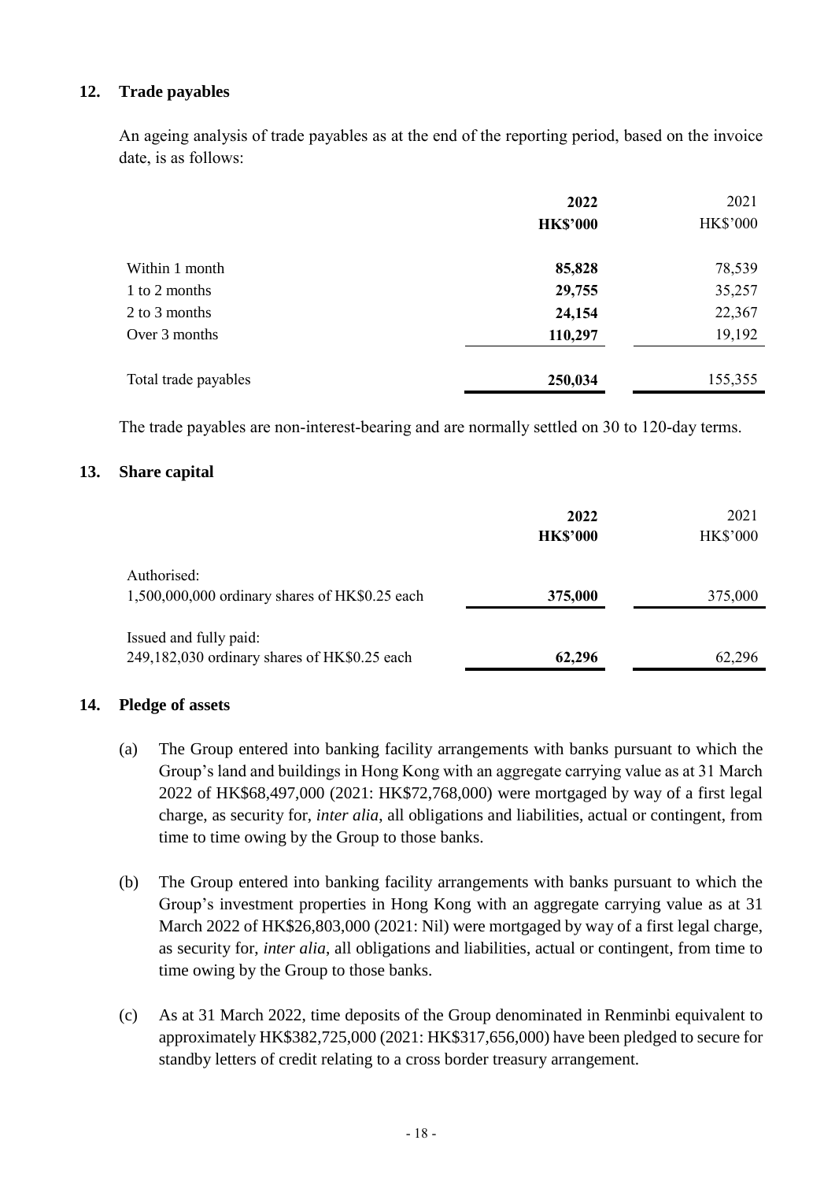## 12. Trade payables

An ageing analysis of trade payables as at the end of the reporting period, based on the invoice date, is as follows:

| | 2022 | 2021 |
|---|---|---|
| | HK$'000 | HK$'000 |
| Within 1 month | 85,828 | 78,539 |
| 1 to 2 months | 29,755 | 35,257 |
| 2 to 3 months | 24,154 | 22,367 |
| Over 3 months | 110,297 | 19,192 |
| Total trade payables | 250,034 | 155,355 |

The trade payables are non-interest-bearing and are normally settled on 30 to 120-day terms.

## 13. Share capital

| | 2022 | 2021 |
|---|---|---|
| | HK$'000 | HK$'000 |
| Authorised: | | |
| 1,500,000,000 ordinary shares of HK$0.25 each | 375,000 | 375,000 |
| Issued and fully paid: | | |
| 249,182,030 ordinary shares of HK$0.25 each | 62,296 | 62,296 |

## 14. Pledge of assets

(a) The Group entered into banking facility arrangements with banks pursuant to which the Group's land and buildings in Hong Kong with an aggregate carrying value as at 31 March 2022 of HK$68,497,000 (2021: HK$72,768,000) were mortgaged by way of a first legal charge, as security for, *inter alia*, all obligations and liabilities, actual or contingent, from time to time owing by the Group to those banks.

(b) The Group entered into banking facility arrangements with banks pursuant to which the Group's investment properties in Hong Kong with an aggregate carrying value as at 31 March 2022 of HK$26,803,000 (2021: Nil) were mortgaged by way of a first legal charge, as security for, *inter alia*, all obligations and liabilities, actual or contingent, from time to time owing by the Group to those banks.

(c) As at 31 March 2022, time deposits of the Group denominated in Renminbi equivalent to approximately HK$382,725,000 (2021: HK$317,656,000) have been pledged to secure for standby letters of credit relating to a cross border treasury arrangement.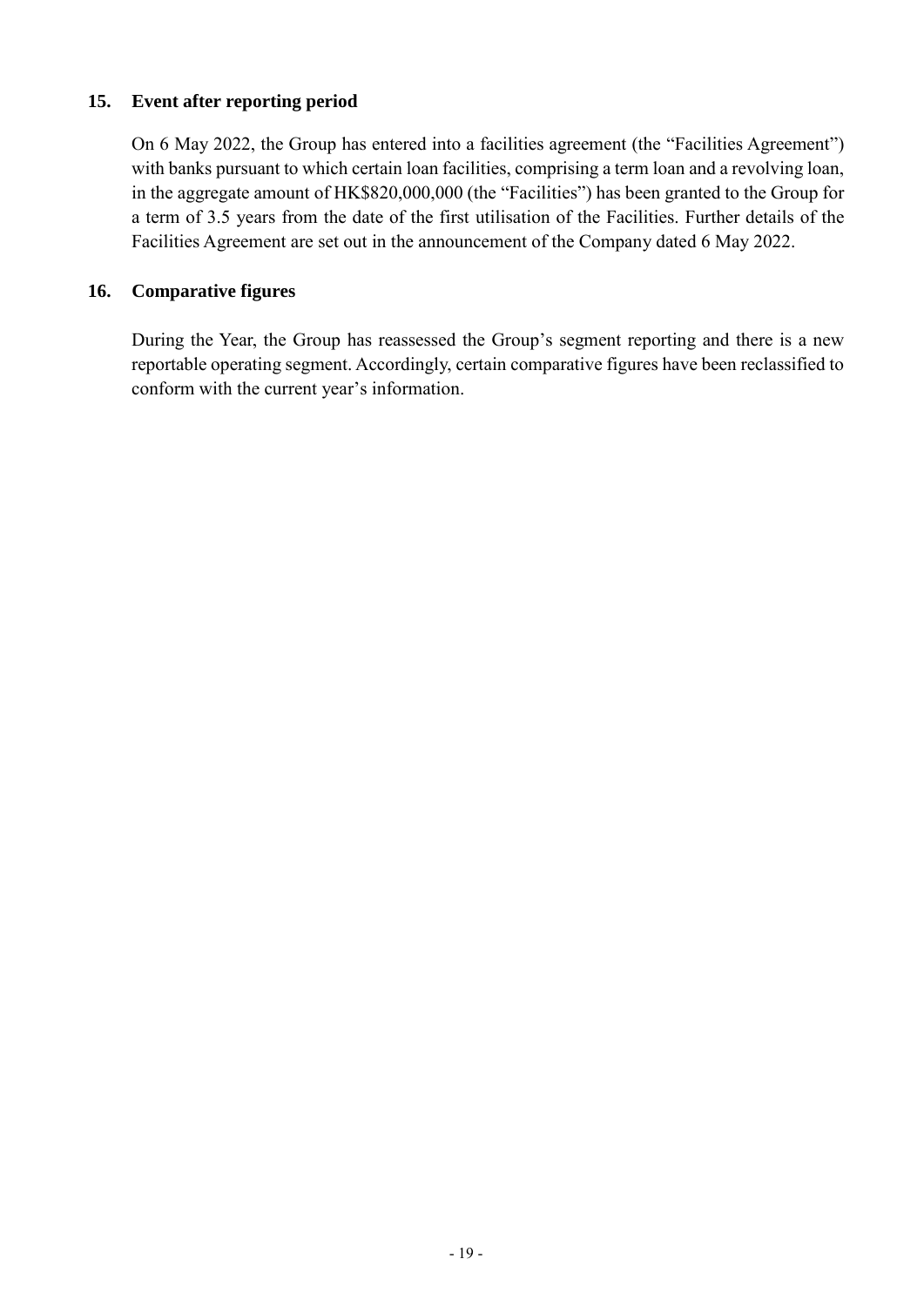## 15. Event after reporting period

On 6 May 2022, the Group has entered into a facilities agreement (the "Facilities Agreement") with banks pursuant to which certain loan facilities, comprising a term loan and a revolving loan, in the aggregate amount of HK$820,000,000 (the "Facilities") has been granted to the Group for a term of 3.5 years from the date of the first utilisation of the Facilities. Further details of the Facilities Agreement are set out in the announcement of the Company dated 6 May 2022.

## 16. Comparative figures

During the Year, the Group has reassessed the Group's segment reporting and there is a new reportable operating segment. Accordingly, certain comparative figures have been reclassified to conform with the current year's information.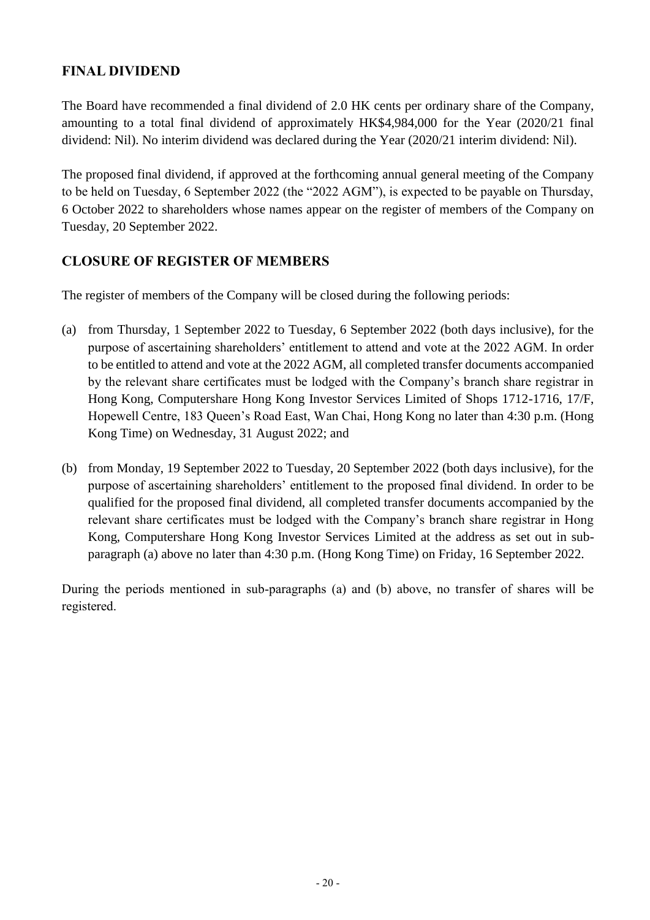## FINAL DIVIDEND

The Board have recommended a final dividend of 2.0 HK cents per ordinary share of the Company, amounting to a total final dividend of approximately HK$4,984,000 for the Year (2020/21 final dividend: Nil). No interim dividend was declared during the Year (2020/21 interim dividend: Nil).

The proposed final dividend, if approved at the forthcoming annual general meeting of the Company to be held on Tuesday, 6 September 2022 (the "2022 AGM"), is expected to be payable on Thursday, 6 October 2022 to shareholders whose names appear on the register of members of the Company on Tuesday, 20 September 2022.

## CLOSURE OF REGISTER OF MEMBERS

The register of members of the Company will be closed during the following periods:

(a) from Thursday, 1 September 2022 to Tuesday, 6 September 2022 (both days inclusive), for the purpose of ascertaining shareholders' entitlement to attend and vote at the 2022 AGM. In order to be entitled to attend and vote at the 2022 AGM, all completed transfer documents accompanied by the relevant share certificates must be lodged with the Company's branch share registrar in Hong Kong, Computershare Hong Kong Investor Services Limited of Shops 1712-1716, 17/F, Hopewell Centre, 183 Queen's Road East, Wan Chai, Hong Kong no later than 4:30 p.m. (Hong Kong Time) on Wednesday, 31 August 2022; and

(b) from Monday, 19 September 2022 to Tuesday, 20 September 2022 (both days inclusive), for the purpose of ascertaining shareholders' entitlement to the proposed final dividend. In order to be qualified for the proposed final dividend, all completed transfer documents accompanied by the relevant share certificates must be lodged with the Company's branch share registrar in Hong Kong, Computershare Hong Kong Investor Services Limited at the address as set out in sub-paragraph (a) above no later than 4:30 p.m. (Hong Kong Time) on Friday, 16 September 2022.

During the periods mentioned in sub-paragraphs (a) and (b) above, no transfer of shares will be registered.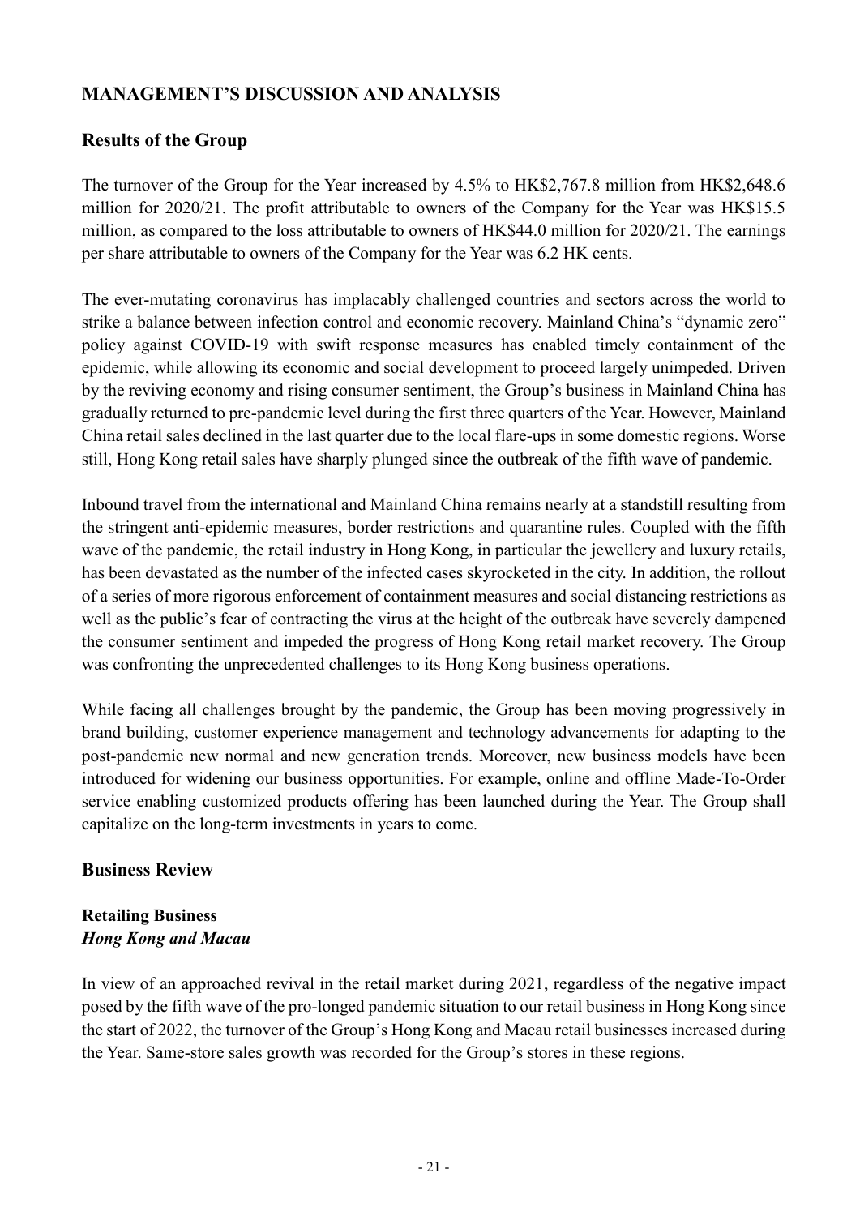# MANAGEMENT'S DISCUSSION AND ANALYSIS

## Results of the Group

The turnover of the Group for the Year increased by 4.5% to HK$2,767.8 million from HK$2,648.6 million for 2020/21. The profit attributable to owners of the Company for the Year was HK$15.5 million, as compared to the loss attributable to owners of HK$44.0 million for 2020/21. The earnings per share attributable to owners of the Company for the Year was 6.2 HK cents.

The ever-mutating coronavirus has implacably challenged countries and sectors across the world to strike a balance between infection control and economic recovery. Mainland China's "dynamic zero" policy against COVID-19 with swift response measures has enabled timely containment of the epidemic, while allowing its economic and social development to proceed largely unimpeded. Driven by the reviving economy and rising consumer sentiment, the Group's business in Mainland China has gradually returned to pre-pandemic level during the first three quarters of the Year. However, Mainland China retail sales declined in the last quarter due to the local flare-ups in some domestic regions. Worse still, Hong Kong retail sales have sharply plunged since the outbreak of the fifth wave of pandemic.

Inbound travel from the international and Mainland China remains nearly at a standstill resulting from the stringent anti-epidemic measures, border restrictions and quarantine rules. Coupled with the fifth wave of the pandemic, the retail industry in Hong Kong, in particular the jewellery and luxury retails, has been devastated as the number of the infected cases skyrocketed in the city. In addition, the rollout of a series of more rigorous enforcement of containment measures and social distancing restrictions as well as the public's fear of contracting the virus at the height of the outbreak have severely dampened the consumer sentiment and impeded the progress of Hong Kong retail market recovery. The Group was confronting the unprecedented challenges to its Hong Kong business operations.

While facing all challenges brought by the pandemic, the Group has been moving progressively in brand building, customer experience management and technology advancements for adapting to the post-pandemic new normal and new generation trends. Moreover, new business models have been introduced for widening our business opportunities. For example, online and offline Made-To-Order service enabling customized products offering has been launched during the Year. The Group shall capitalize on the long-term investments in years to come.

## Business Review

### Retailing Business

***Hong Kong and Macau***

In view of an approached revival in the retail market during 2021, regardless of the negative impact posed by the fifth wave of the pro-longed pandemic situation to our retail business in Hong Kong since the start of 2022, the turnover of the Group's Hong Kong and Macau retail businesses increased during the Year. Same-store sales growth was recorded for the Group's stores in these regions.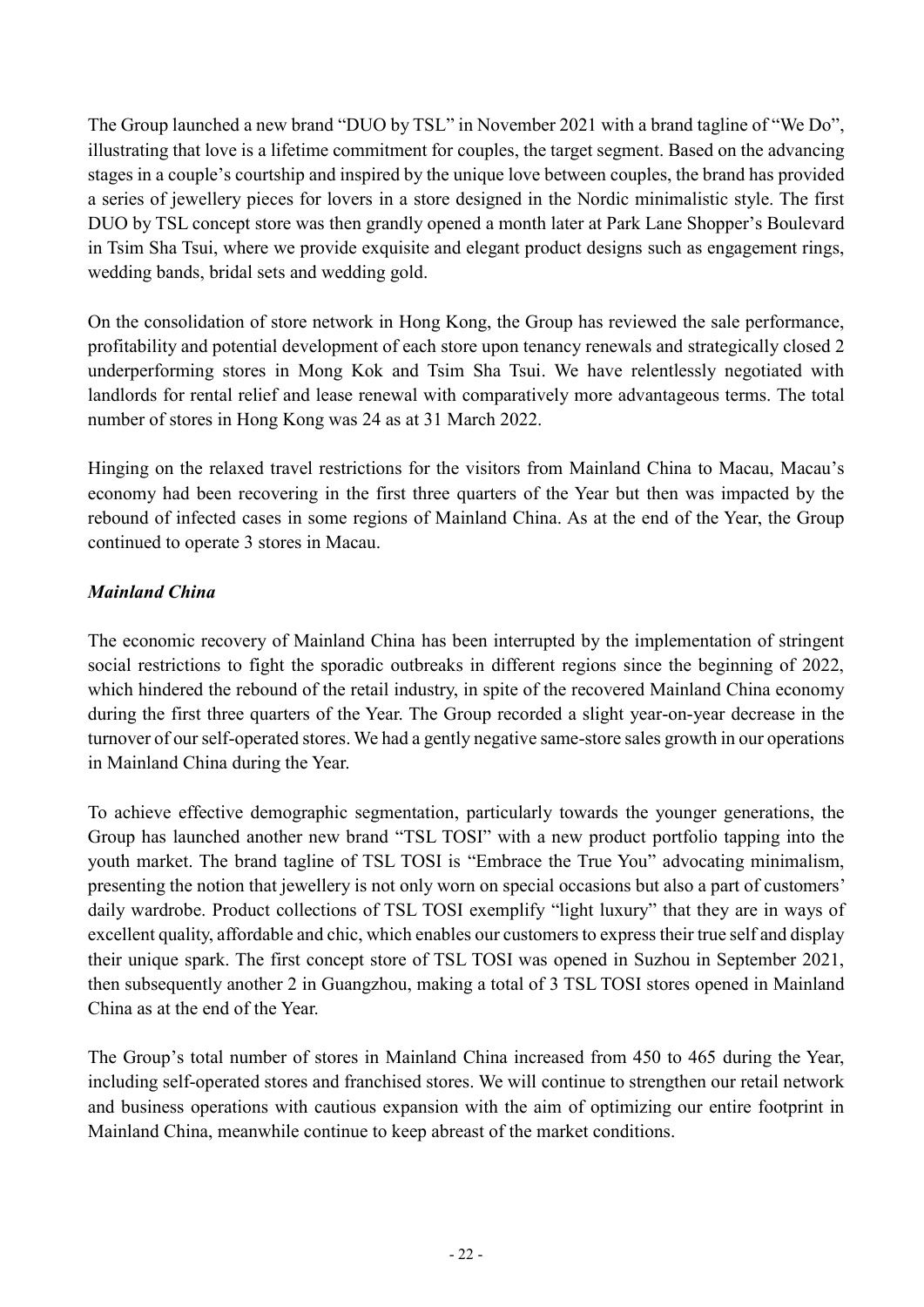The Group launched a new brand "DUO by TSL" in November 2021 with a brand tagline of "We Do", illustrating that love is a lifetime commitment for couples, the target segment. Based on the advancing stages in a couple's courtship and inspired by the unique love between couples, the brand has provided a series of jewellery pieces for lovers in a store designed in the Nordic minimalistic style. The first DUO by TSL concept store was then grandly opened a month later at Park Lane Shopper's Boulevard in Tsim Sha Tsui, where we provide exquisite and elegant product designs such as engagement rings, wedding bands, bridal sets and wedding gold.

On the consolidation of store network in Hong Kong, the Group has reviewed the sale performance, profitability and potential development of each store upon tenancy renewals and strategically closed 2 underperforming stores in Mong Kok and Tsim Sha Tsui. We have relentlessly negotiated with landlords for rental relief and lease renewal with comparatively more advantageous terms. The total number of stores in Hong Kong was 24 as at 31 March 2022.

Hinging on the relaxed travel restrictions for the visitors from Mainland China to Macau, Macau's economy had been recovering in the first three quarters of the Year but then was impacted by the rebound of infected cases in some regions of Mainland China. As at the end of the Year, the Group continued to operate 3 stores in Macau.

***Mainland China***

The economic recovery of Mainland China has been interrupted by the implementation of stringent social restrictions to fight the sporadic outbreaks in different regions since the beginning of 2022, which hindered the rebound of the retail industry, in spite of the recovered Mainland China economy during the first three quarters of the Year. The Group recorded a slight year-on-year decrease in the turnover of our self-operated stores. We had a gently negative same-store sales growth in our operations in Mainland China during the Year.

To achieve effective demographic segmentation, particularly towards the younger generations, the Group has launched another new brand "TSL TOSI" with a new product portfolio tapping into the youth market. The brand tagline of TSL TOSI is "Embrace the True You" advocating minimalism, presenting the notion that jewellery is not only worn on special occasions but also a part of customers' daily wardrobe. Product collections of TSL TOSI exemplify "light luxury" that they are in ways of excellent quality, affordable and chic, which enables our customers to express their true self and display their unique spark. The first concept store of TSL TOSI was opened in Suzhou in September 2021, then subsequently another 2 in Guangzhou, making a total of 3 TSL TOSI stores opened in Mainland China as at the end of the Year.

The Group's total number of stores in Mainland China increased from 450 to 465 during the Year, including self-operated stores and franchised stores. We will continue to strengthen our retail network and business operations with cautious expansion with the aim of optimizing our entire footprint in Mainland China, meanwhile continue to keep abreast of the market conditions.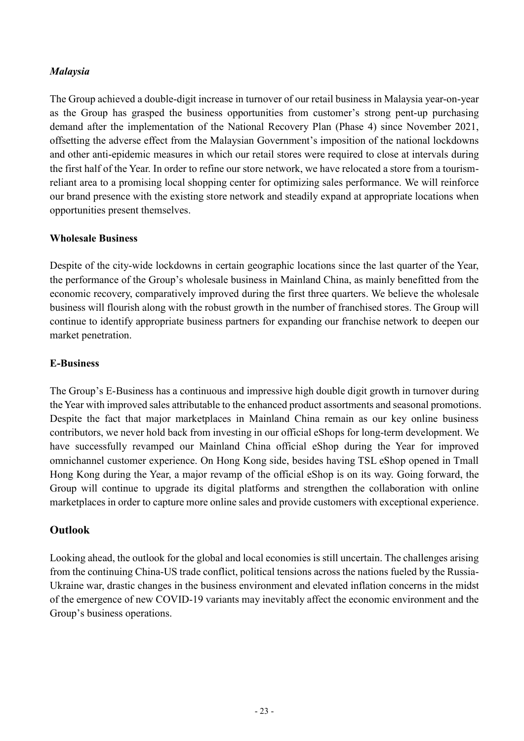*Malaysia*

The Group achieved a double-digit increase in turnover of our retail business in Malaysia year-on-year as the Group has grasped the business opportunities from customer's strong pent-up purchasing demand after the implementation of the National Recovery Plan (Phase 4) since November 2021, offsetting the adverse effect from the Malaysian Government's imposition of the national lockdowns and other anti-epidemic measures in which our retail stores were required to close at intervals during the first half of the Year. In order to refine our store network, we have relocated a store from a tourism-reliant area to a promising local shopping center for optimizing sales performance. We will reinforce our brand presence with the existing store network and steadily expand at appropriate locations when opportunities present themselves.

**Wholesale Business**

Despite of the city-wide lockdowns in certain geographic locations since the last quarter of the Year, the performance of the Group's wholesale business in Mainland China, as mainly benefitted from the economic recovery, comparatively improved during the first three quarters. We believe the wholesale business will flourish along with the robust growth in the number of franchised stores. The Group will continue to identify appropriate business partners for expanding our franchise network to deepen our market penetration.

**E-Business**

The Group's E-Business has a continuous and impressive high double digit growth in turnover during the Year with improved sales attributable to the enhanced product assortments and seasonal promotions. Despite the fact that major marketplaces in Mainland China remain as our key online business contributors, we never hold back from investing in our official eShops for long-term development. We have successfully revamped our Mainland China official eShop during the Year for improved omnichannel customer experience. On Hong Kong side, besides having TSL eShop opened in Tmall Hong Kong during the Year, a major revamp of the official eShop is on its way. Going forward, the Group will continue to upgrade its digital platforms and strengthen the collaboration with online marketplaces in order to capture more online sales and provide customers with exceptional experience.

## Outlook

Looking ahead, the outlook for the global and local economies is still uncertain. The challenges arising from the continuing China-US trade conflict, political tensions across the nations fueled by the Russia-Ukraine war, drastic changes in the business environment and elevated inflation concerns in the midst of the emergence of new COVID-19 variants may inevitably affect the economic environment and the Group's business operations.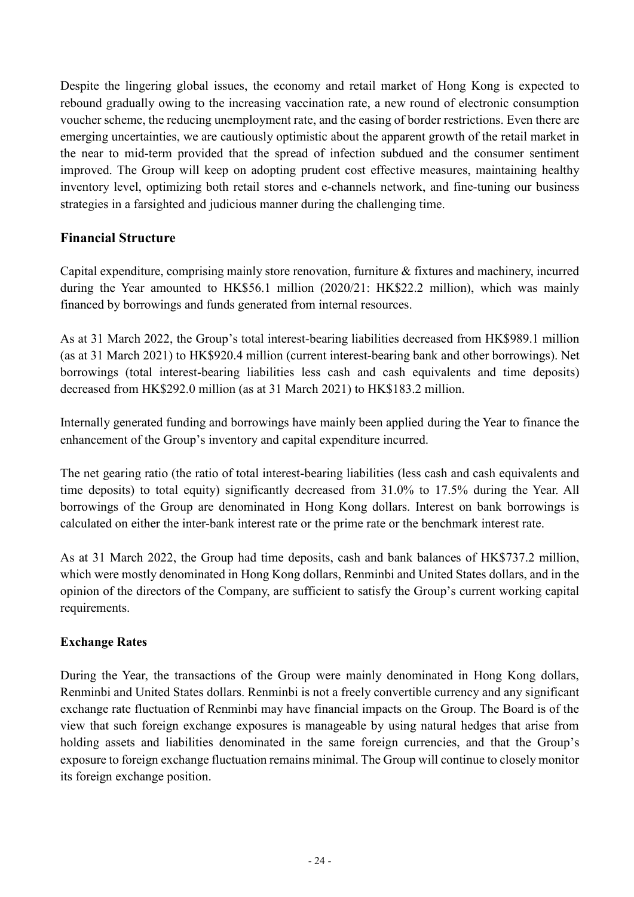Despite the lingering global issues, the economy and retail market of Hong Kong is expected to rebound gradually owing to the increasing vaccination rate, a new round of electronic consumption voucher scheme, the reducing unemployment rate, and the easing of border restrictions. Even there are emerging uncertainties, we are cautiously optimistic about the apparent growth of the retail market in the near to mid-term provided that the spread of infection subdued and the consumer sentiment improved. The Group will keep on adopting prudent cost effective measures, maintaining healthy inventory level, optimizing both retail stores and e-channels network, and fine-tuning our business strategies in a farsighted and judicious manner during the challenging time.

## Financial Structure

Capital expenditure, comprising mainly store renovation, furniture & fixtures and machinery, incurred during the Year amounted to HK$56.1 million (2020/21: HK$22.2 million), which was mainly financed by borrowings and funds generated from internal resources.

As at 31 March 2022, the Group's total interest-bearing liabilities decreased from HK$989.1 million (as at 31 March 2021) to HK$920.4 million (current interest-bearing bank and other borrowings). Net borrowings (total interest-bearing liabilities less cash and cash equivalents and time deposits) decreased from HK$292.0 million (as at 31 March 2021) to HK$183.2 million.

Internally generated funding and borrowings have mainly been applied during the Year to finance the enhancement of the Group's inventory and capital expenditure incurred.

The net gearing ratio (the ratio of total interest-bearing liabilities (less cash and cash equivalents and time deposits) to total equity) significantly decreased from 31.0% to 17.5% during the Year. All borrowings of the Group are denominated in Hong Kong dollars. Interest on bank borrowings is calculated on either the inter-bank interest rate or the prime rate or the benchmark interest rate.

As at 31 March 2022, the Group had time deposits, cash and bank balances of HK$737.2 million, which were mostly denominated in Hong Kong dollars, Renminbi and United States dollars, and in the opinion of the directors of the Company, are sufficient to satisfy the Group's current working capital requirements.

### Exchange Rates

During the Year, the transactions of the Group were mainly denominated in Hong Kong dollars, Renminbi and United States dollars. Renminbi is not a freely convertible currency and any significant exchange rate fluctuation of Renminbi may have financial impacts on the Group. The Board is of the view that such foreign exchange exposures is manageable by using natural hedges that arise from holding assets and liabilities denominated in the same foreign currencies, and that the Group's exposure to foreign exchange fluctuation remains minimal. The Group will continue to closely monitor its foreign exchange position.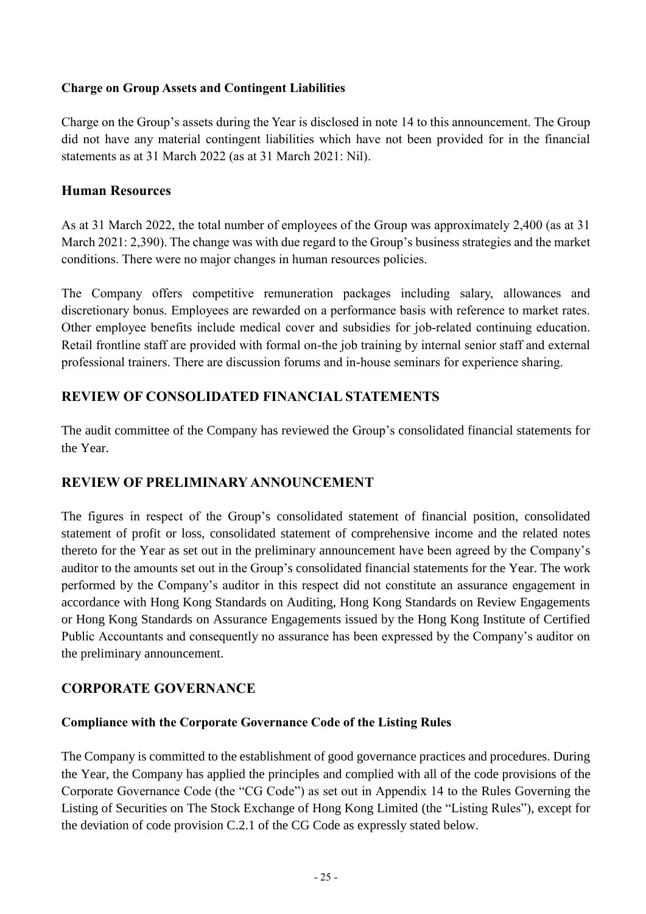**Charge on Group Assets and Contingent Liabilities**

Charge on the Group's assets during the Year is disclosed in note 14 to this announcement. The Group did not have any material contingent liabilities which have not been provided for in the financial statements as at 31 March 2022 (as at 31 March 2021: Nil).

### Human Resources

As at 31 March 2022, the total number of employees of the Group was approximately 2,400 (as at 31 March 2021: 2,390). The change was with due regard to the Group's business strategies and the market conditions. There were no major changes in human resources policies.

The Company offers competitive remuneration packages including salary, allowances and discretionary bonus. Employees are rewarded on a performance basis with reference to market rates. Other employee benefits include medical cover and subsidies for job-related continuing education. Retail frontline staff are provided with formal on-the job training by internal senior staff and external professional trainers. There are discussion forums and in-house seminars for experience sharing.

## REVIEW OF CONSOLIDATED FINANCIAL STATEMENTS

The audit committee of the Company has reviewed the Group's consolidated financial statements for the Year.

## REVIEW OF PRELIMINARY ANNOUNCEMENT

The figures in respect of the Group's consolidated statement of financial position, consolidated statement of profit or loss, consolidated statement of comprehensive income and the related notes thereto for the Year as set out in the preliminary announcement have been agreed by the Company's auditor to the amounts set out in the Group's consolidated financial statements for the Year. The work performed by the Company's auditor in this respect did not constitute an assurance engagement in accordance with Hong Kong Standards on Auditing, Hong Kong Standards on Review Engagements or Hong Kong Standards on Assurance Engagements issued by the Hong Kong Institute of Certified Public Accountants and consequently no assurance has been expressed by the Company's auditor on the preliminary announcement.

## CORPORATE GOVERNANCE

**Compliance with the Corporate Governance Code of the Listing Rules**

The Company is committed to the establishment of good governance practices and procedures. During the Year, the Company has applied the principles and complied with all of the code provisions of the Corporate Governance Code (the "CG Code") as set out in Appendix 14 to the Rules Governing the Listing of Securities on The Stock Exchange of Hong Kong Limited (the "Listing Rules"), except for the deviation of code provision C.2.1 of the CG Code as expressly stated below.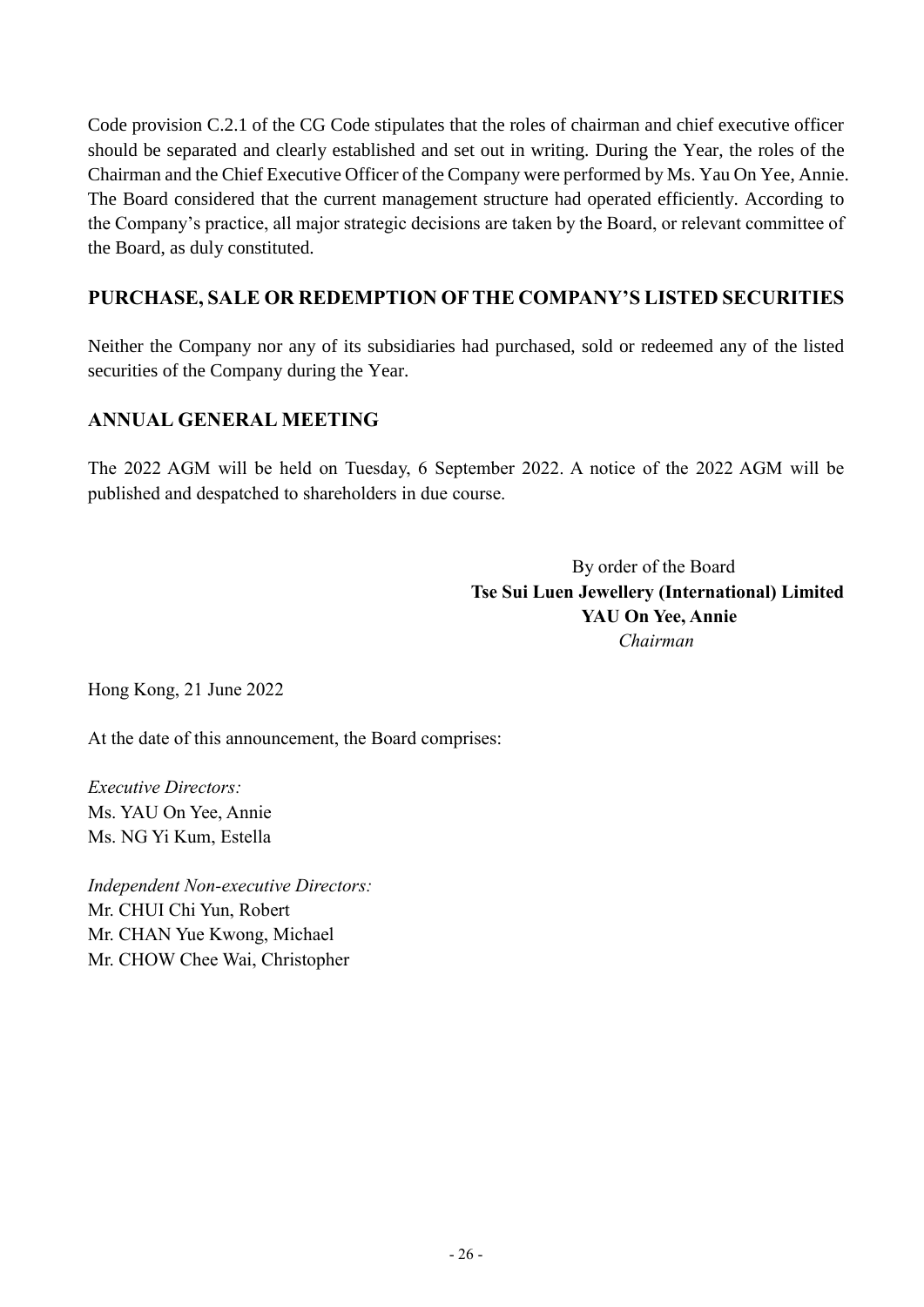Code provision C.2.1 of the CG Code stipulates that the roles of chairman and chief executive officer should be separated and clearly established and set out in writing. During the Year, the roles of the Chairman and the Chief Executive Officer of the Company were performed by Ms. Yau On Yee, Annie. The Board considered that the current management structure had operated efficiently. According to the Company's practice, all major strategic decisions are taken by the Board, or relevant committee of the Board, as duly constituted.

## PURCHASE, SALE OR REDEMPTION OF THE COMPANY'S LISTED SECURITIES

Neither the Company nor any of its subsidiaries had purchased, sold or redeemed any of the listed securities of the Company during the Year.

## ANNUAL GENERAL MEETING

The 2022 AGM will be held on Tuesday, 6 September 2022. A notice of the 2022 AGM will be published and despatched to shareholders in due course.

By order of the Board
**Tse Sui Luen Jewellery (International) Limited**
**YAU On Yee, Annie**
*Chairman*

Hong Kong, 21 June 2022

At the date of this announcement, the Board comprises:

*Executive Directors:*
Ms. YAU On Yee, Annie
Ms. NG Yi Kum, Estella

*Independent Non-executive Directors:*
Mr. CHUI Chi Yun, Robert
Mr. CHAN Yue Kwong, Michael
Mr. CHOW Chee Wai, Christopher